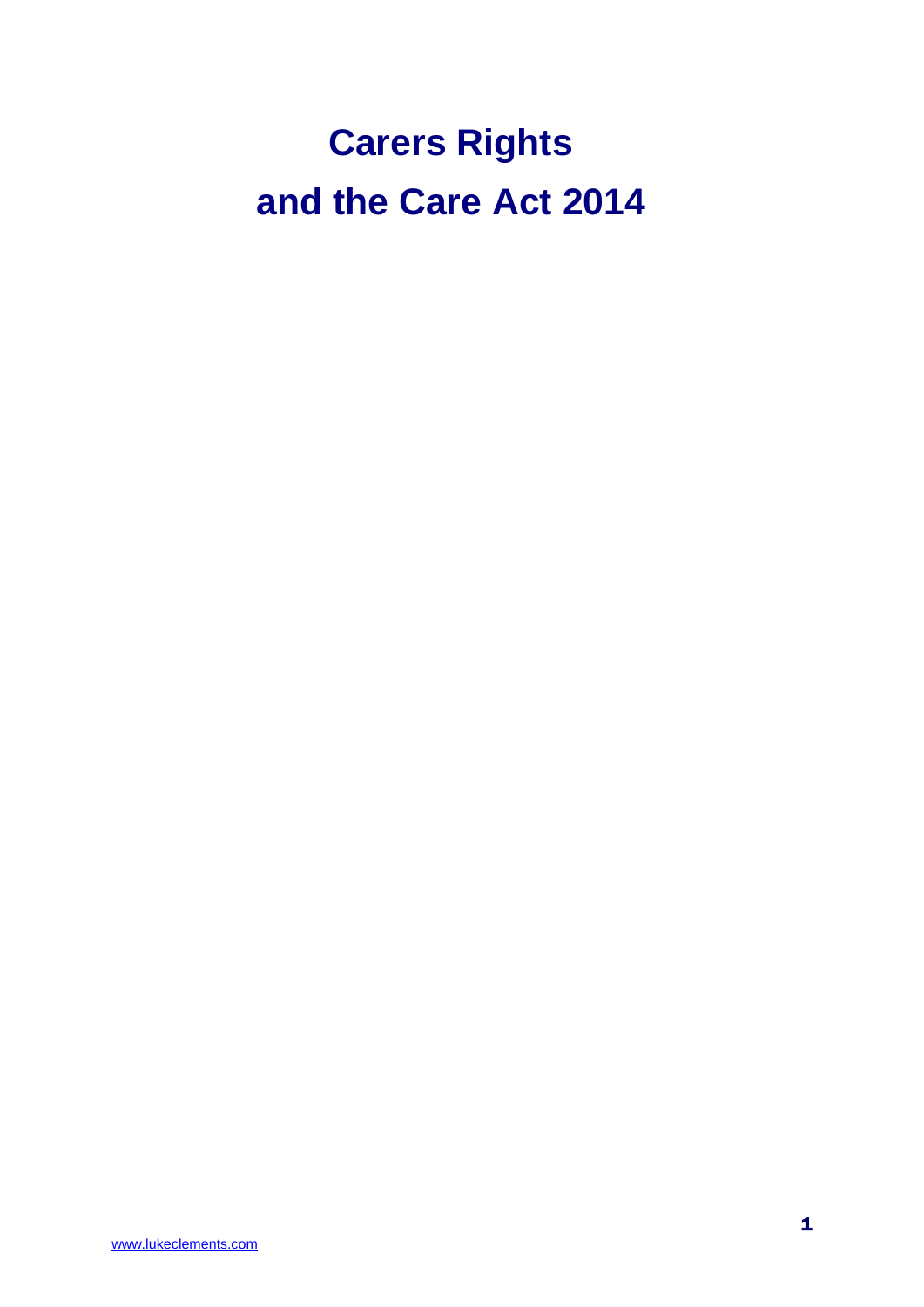# Carers Rights
# and the Care Act 2014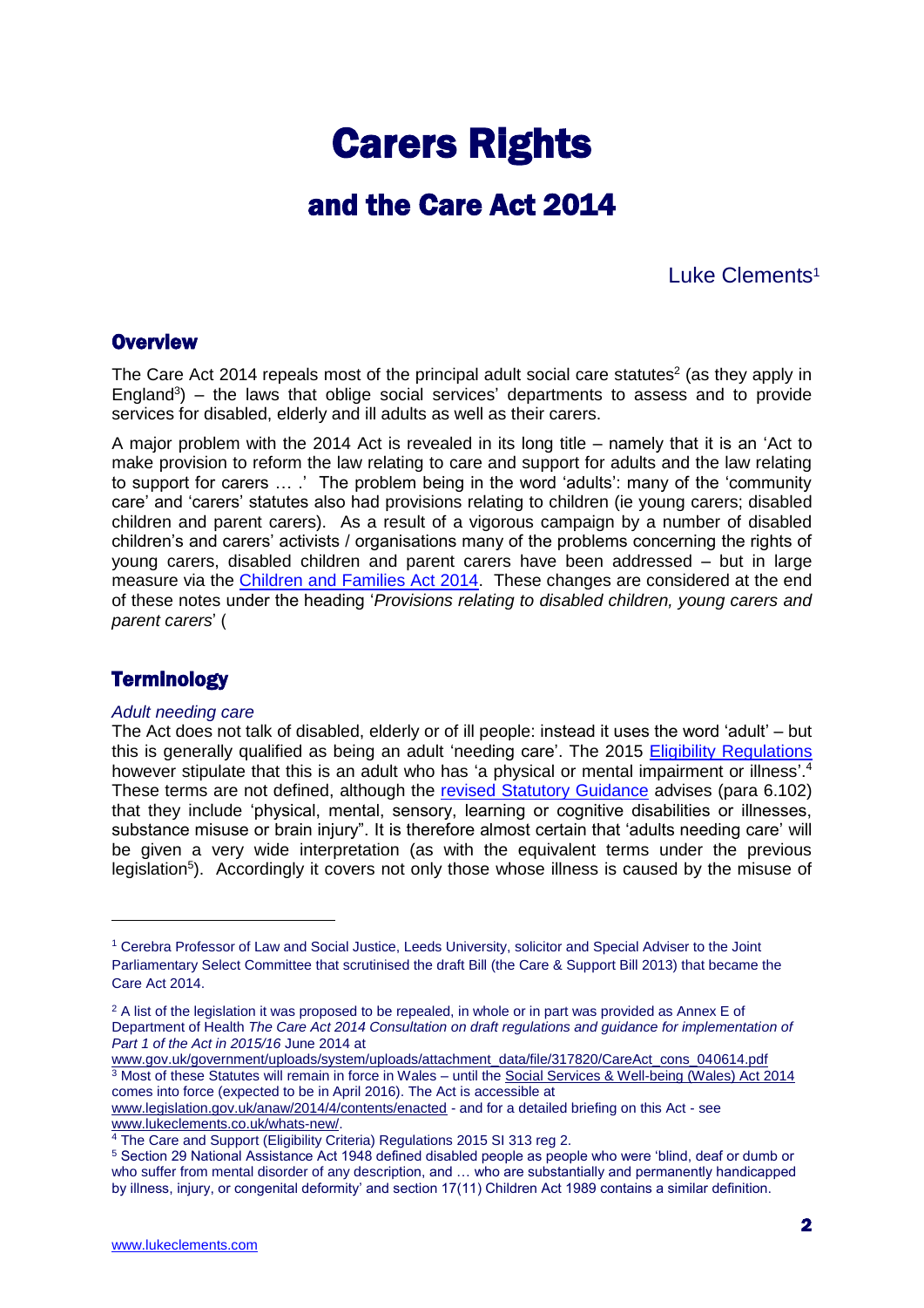# Carers Rights

## and the Care Act 2014

Luke Clements[1]

### Overview

The Care Act 2014 repeals most of the principal adult social care statutes[2] (as they apply in England[3]) – the laws that oblige social services' departments to assess and to provide services for disabled, elderly and ill adults as well as their carers.

A major problem with the 2014 Act is revealed in its long title – namely that it is an 'Act to make provision to reform the law relating to care and support for adults and the law relating to support for carers … .' The problem being in the word 'adults': many of the 'community care' and 'carers' statutes also had provisions relating to children (ie young carers; disabled children and parent carers). As a result of a vigorous campaign by a number of disabled children's and carers' activists / organisations many of the problems concerning the rights of young carers, disabled children and parent carers have been addressed – but in large measure via the Children and Families Act 2014. These changes are considered at the end of these notes under the heading '*Provisions relating to disabled children, young carers and parent carers*' (

### Terminology

*Adult needing care*

The Act does not talk of disabled, elderly or of ill people: instead it uses the word 'adult' – but this is generally qualified as being an adult 'needing care'. The 2015 Eligibility Regulations however stipulate that this is an adult who has 'a physical or mental impairment or illness'.[4] These terms are not defined, although the revised Statutory Guidance advises (para 6.102) that they include 'physical, mental, sensory, learning or cognitive disabilities or illnesses, substance misuse or brain injury". It is therefore almost certain that 'adults needing care' will be given a very wide interpretation (as with the equivalent terms under the previous legislation[5]). Accordingly it covers not only those whose illness is caused by the misuse of

---

[1] Cerebra Professor of Law and Social Justice, Leeds University, solicitor and Special Adviser to the Joint Parliamentary Select Committee that scrutinised the draft Bill (the Care & Support Bill 2013) that became the Care Act 2014.

[2] A list of the legislation it was proposed to be repealed, in whole or in part was provided as Annex E of Department of Health *The Care Act 2014 Consultation on draft regulations and guidance for implementation of Part 1 of the Act in 2015/16* June 2014 at www.gov.uk/government/uploads/system/uploads/attachment_data/file/317820/CareAct_cons_040614.pdf

[3] Most of these Statutes will remain in force in Wales – until the Social Services & Well-being (Wales) Act 2014 comes into force (expected to be in April 2016). The Act is accessible at www.legislation.gov.uk/anaw/2014/4/contents/enacted - and for a detailed briefing on this Act - see www.lukeclements.co.uk/whats-new/.

[4] The Care and Support (Eligibility Criteria) Regulations 2015 SI 313 reg 2.

[5] Section 29 National Assistance Act 1948 defined disabled people as people who were 'blind, deaf or dumb or who suffer from mental disorder of any description, and … who are substantially and permanently handicapped by illness, injury, or congenital deformity' and section 17(11) Children Act 1989 contains a similar definition.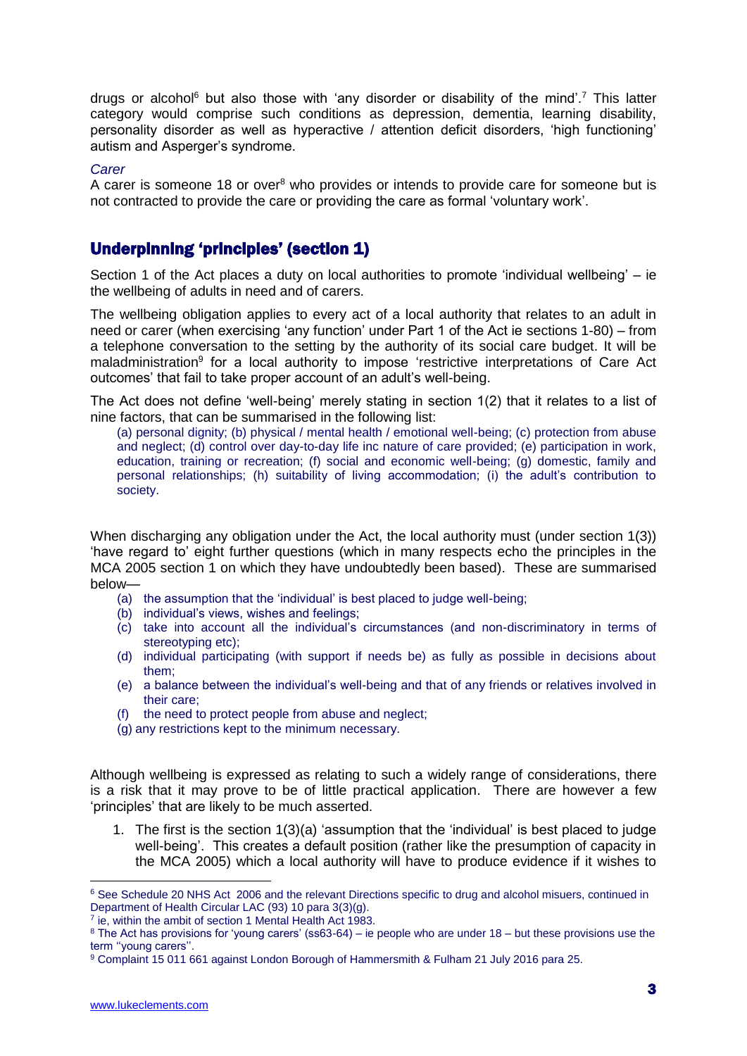drugs or alcohol[6] but also those with 'any disorder or disability of the mind'.[7] This latter category would comprise such conditions as depression, dementia, learning disability, personality disorder as well as hyperactive / attention deficit disorders, 'high functioning' autism and Asperger's syndrome.

*Carer*

A carer is someone 18 or over[8] who provides or intends to provide care for someone but is not contracted to provide the care or providing the care as formal 'voluntary work'.

## Underpinning 'principles' (section 1)

Section 1 of the Act places a duty on local authorities to promote 'individual wellbeing' – ie the wellbeing of adults in need and of carers.

The wellbeing obligation applies to every act of a local authority that relates to an adult in need or carer (when exercising 'any function' under Part 1 of the Act ie sections 1-80) – from a telephone conversation to the setting by the authority of its social care budget. It will be maladministration[9] for a local authority to impose 'restrictive interpretations of Care Act outcomes' that fail to take proper account of an adult's well-being.

The Act does not define 'well-being' merely stating in section 1(2) that it relates to a list of nine factors, that can be summarised in the following list:

> (a) personal dignity; (b) physical / mental health / emotional well-being; (c) protection from abuse and neglect; (d) control over day-to-day life inc nature of care provided; (e) participation in work, education, training or recreation; (f) social and economic well-being; (g) domestic, family and personal relationships; (h) suitability of living accommodation; (i) the adult's contribution to society.

When discharging any obligation under the Act, the local authority must (under section 1(3)) 'have regard to' eight further questions (which in many respects echo the principles in the MCA 2005 section 1 on which they have undoubtedly been based). These are summarised below—

- (a) the assumption that the 'individual' is best placed to judge well-being;
- (b) individual's views, wishes and feelings;
- (c) take into account all the individual's circumstances (and non-discriminatory in terms of stereotyping etc);
- (d) individual participating (with support if needs be) as fully as possible in decisions about them;
- (e) a balance between the individual's well-being and that of any friends or relatives involved in their care;
- (f) the need to protect people from abuse and neglect;
- (g) any restrictions kept to the minimum necessary.

Although wellbeing is expressed as relating to such a widely range of considerations, there is a risk that it may prove to be of little practical application. There are however a few 'principles' that are likely to be much asserted.

1. The first is the section 1(3)(a) 'assumption that the 'individual' is best placed to judge well-being'. This creates a default position (rather like the presumption of capacity in the MCA 2005) which a local authority will have to produce evidence if it wishes to

---

[6] See Schedule 20 NHS Act 2006 and the relevant Directions specific to drug and alcohol misuers, continued in Department of Health Circular LAC (93) 10 para 3(3)(g).

[7] ie, within the ambit of section 1 Mental Health Act 1983.

[8] The Act has provisions for 'young carers' (ss63-64) – ie people who are under 18 – but these provisions use the term ''young carers''.

[9] Complaint 15 011 661 against London Borough of Hammersmith & Fulham 21 July 2016 para 25.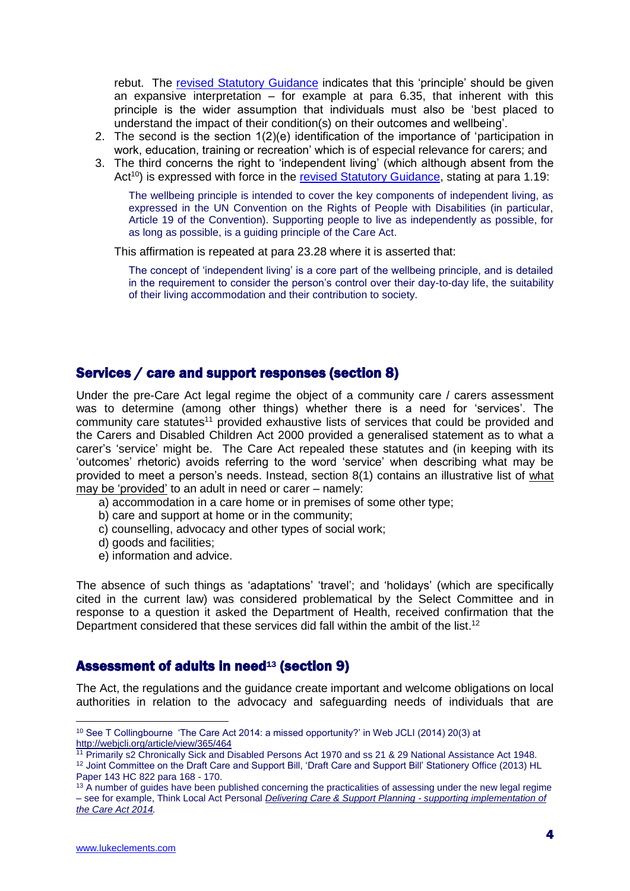rebut. The revised Statutory Guidance indicates that this 'principle' should be given an expansive interpretation – for example at para 6.35, that inherent with this principle is the wider assumption that individuals must also be 'best placed to understand the impact of their condition(s) on their outcomes and wellbeing'.

2. The second is the section 1(2)(e) identification of the importance of 'participation in work, education, training or recreation' which is of especial relevance for carers; and
3. The third concerns the right to 'independent living' (which although absent from the Act[10]) is expressed with force in the revised Statutory Guidance, stating at para 1.19:

   > The wellbeing principle is intended to cover the key components of independent living, as expressed in the UN Convention on the Rights of People with Disabilities (in particular, Article 19 of the Convention). Supporting people to live as independently as possible, for as long as possible, is a guiding principle of the Care Act.

   This affirmation is repeated at para 23.28 where it is asserted that:

   > The concept of 'independent living' is a core part of the wellbeing principle, and is detailed in the requirement to consider the person's control over their day-to-day life, the suitability of their living accommodation and their contribution to society.

## Services / care and support responses (section 8)

Under the pre-Care Act legal regime the object of a community care / carers assessment was to determine (among other things) whether there is a need for 'services'. The community care statutes[11] provided exhaustive lists of services that could be provided and the Carers and Disabled Children Act 2000 provided a generalised statement as to what a carer's 'service' might be. The Care Act repealed these statutes and (in keeping with its 'outcomes' rhetoric) avoids referring to the word 'service' when describing what may be provided to meet a person's needs. Instead, section 8(1) contains an illustrative list of what may be 'provided' to an adult in need or carer – namely:

a) accommodation in a care home or in premises of some other type;
b) care and support at home or in the community;
c) counselling, advocacy and other types of social work;
d) goods and facilities;
e) information and advice.

The absence of such things as 'adaptations' 'travel'; and 'holidays' (which are specifically cited in the current law) was considered problematical by the Select Committee and in response to a question it asked the Department of Health, received confirmation that the Department considered that these services did fall within the ambit of the list.[12]

## Assessment of adults in need[13] (section 9)

The Act, the regulations and the guidance create important and welcome obligations on local authorities in relation to the advocacy and safeguarding needs of individuals that are

---

[10] See T Collingbourne 'The Care Act 2014: a missed opportunity?' in Web JCLI (2014) 20(3) at http://webjcli.org/article/view/365/464

[11] Primarily s2 Chronically Sick and Disabled Persons Act 1970 and ss 21 & 29 National Assistance Act 1948.

[12] Joint Committee on the Draft Care and Support Bill, 'Draft Care and Support Bill' Stationery Office (2013) HL Paper 143 HC 822 para 168 - 170.

[13] A number of guides have been published concerning the practicalities of assessing under the new legal regime – see for example, Think Local Act Personal *Delivering Care & Support Planning - supporting implementation of the Care Act 2014.*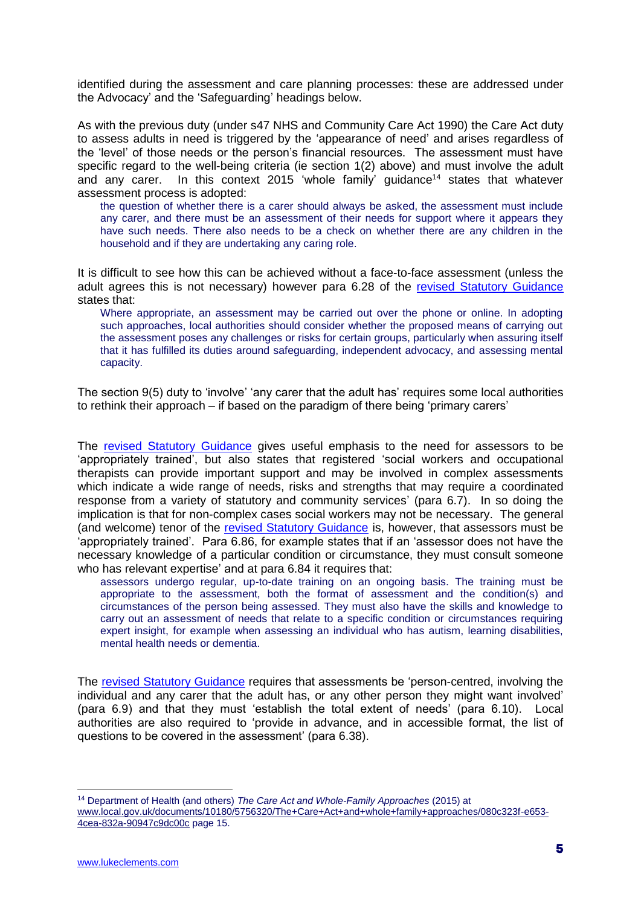identified during the assessment and care planning processes: these are addressed under the Advocacy' and the 'Safeguarding' headings below.

As with the previous duty (under s47 NHS and Community Care Act 1990) the Care Act duty to assess adults in need is triggered by the 'appearance of need' and arises regardless of the 'level' of those needs or the person's financial resources. The assessment must have specific regard to the well-being criteria (ie section 1(2) above) and must involve the adult and any carer. In this context 2015 'whole family' guidance[14] states that whatever assessment process is adopted:

> the question of whether there is a carer should always be asked, the assessment must include any carer, and there must be an assessment of their needs for support where it appears they have such needs. There also needs to be a check on whether there are any children in the household and if they are undertaking any caring role.

It is difficult to see how this can be achieved without a face-to-face assessment (unless the adult agrees this is not necessary) however para 6.28 of the [revised Statutory Guidance](#) states that:

> Where appropriate, an assessment may be carried out over the phone or online. In adopting such approaches, local authorities should consider whether the proposed means of carrying out the assessment poses any challenges or risks for certain groups, particularly when assuring itself that it has fulfilled its duties around safeguarding, independent advocacy, and assessing mental capacity.

The section 9(5) duty to 'involve' 'any carer that the adult has' requires some local authorities to rethink their approach – if based on the paradigm of there being 'primary carers'

The [revised Statutory Guidance](#) gives useful emphasis to the need for assessors to be 'appropriately trained', but also states that registered 'social workers and occupational therapists can provide important support and may be involved in complex assessments which indicate a wide range of needs, risks and strengths that may require a coordinated response from a variety of statutory and community services' (para 6.7). In so doing the implication is that for non-complex cases social workers may not be necessary. The general (and welcome) tenor of the [revised Statutory Guidance](#) is, however, that assessors must be 'appropriately trained'. Para 6.86, for example states that if an 'assessor does not have the necessary knowledge of a particular condition or circumstance, they must consult someone who has relevant expertise' and at para 6.84 it requires that:

> assessors undergo regular, up-to-date training on an ongoing basis. The training must be appropriate to the assessment, both the format of assessment and the condition(s) and circumstances of the person being assessed. They must also have the skills and knowledge to carry out an assessment of needs that relate to a specific condition or circumstances requiring expert insight, for example when assessing an individual who has autism, learning disabilities, mental health needs or dementia.

The [revised Statutory Guidance](#) requires that assessments be 'person-centred, involving the individual and any carer that the adult has, or any other person they might want involved' (para 6.9) and that they must 'establish the total extent of needs' (para 6.10). Local authorities are also required to 'provide in advance, and in accessible format, the list of questions to be covered in the assessment' (para 6.38).

---

[14] Department of Health (and others) *The Care Act and Whole-Family Approaches* (2015) at www.local.gov.uk/documents/10180/5756320/The+Care+Act+and+whole+family+approaches/080c323f-e653-4cea-832a-90947c9dc00c page 15.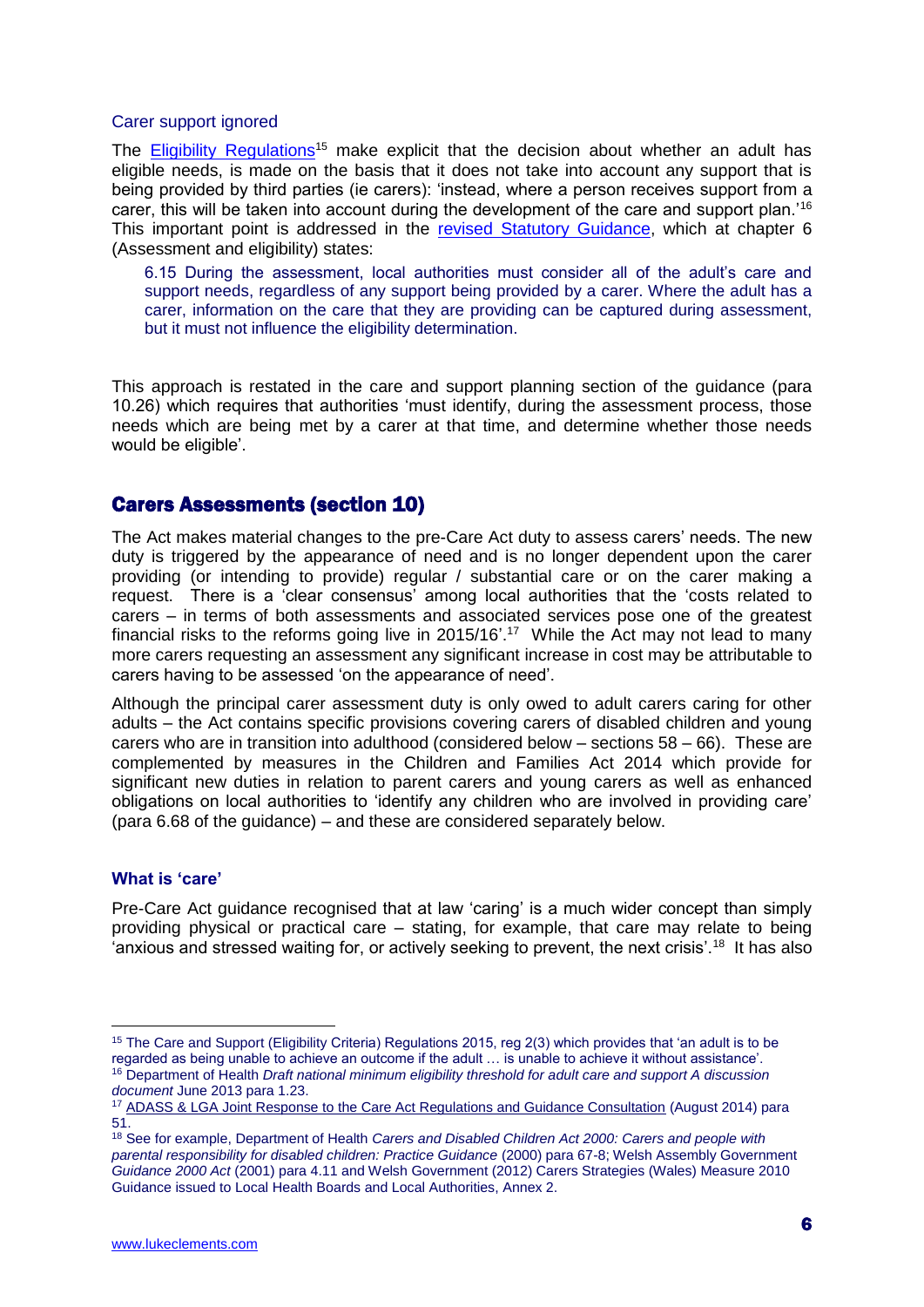### Carer support ignored

The Eligibility Regulations[15] make explicit that the decision about whether an adult has eligible needs, is made on the basis that it does not take into account any support that is being provided by third parties (ie carers): 'instead, where a person receives support from a carer, this will be taken into account during the development of the care and support plan.'[16] This important point is addressed in the revised Statutory Guidance, which at chapter 6 (Assessment and eligibility) states:

> 6.15 During the assessment, local authorities must consider all of the adult's care and support needs, regardless of any support being provided by a carer. Where the adult has a carer, information on the care that they are providing can be captured during assessment, but it must not influence the eligibility determination.

This approach is restated in the care and support planning section of the guidance (para 10.26) which requires that authorities 'must identify, during the assessment process, those needs which are being met by a carer at that time, and determine whether those needs would be eligible'.

## Carers Assessments (section 10)

The Act makes material changes to the pre-Care Act duty to assess carers' needs. The new duty is triggered by the appearance of need and is no longer dependent upon the carer providing (or intending to provide) regular / substantial care or on the carer making a request. There is a 'clear consensus' among local authorities that the 'costs related to carers – in terms of both assessments and associated services pose one of the greatest financial risks to the reforms going live in 2015/16'.[17] While the Act may not lead to many more carers requesting an assessment any significant increase in cost may be attributable to carers having to be assessed 'on the appearance of need'.

Although the principal carer assessment duty is only owed to adult carers caring for other adults – the Act contains specific provisions covering carers of disabled children and young carers who are in transition into adulthood (considered below – sections 58 – 66). These are complemented by measures in the Children and Families Act 2014 which provide for significant new duties in relation to parent carers and young carers as well as enhanced obligations on local authorities to 'identify any children who are involved in providing care' (para 6.68 of the guidance) – and these are considered separately below.

### What is 'care'

Pre-Care Act guidance recognised that at law 'caring' is a much wider concept than simply providing physical or practical care – stating, for example, that care may relate to being 'anxious and stressed waiting for, or actively seeking to prevent, the next crisis'.[18] It has also

---

[15] The Care and Support (Eligibility Criteria) Regulations 2015, reg 2(3) which provides that 'an adult is to be regarded as being unable to achieve an outcome if the adult … is unable to achieve it without assistance'.

[16] Department of Health *Draft national minimum eligibility threshold for adult care and support A discussion document* June 2013 para 1.23.

[17] ADASS & LGA Joint Response to the Care Act Regulations and Guidance Consultation (August 2014) para 51.

[18] See for example, Department of Health *Carers and Disabled Children Act 2000: Carers and people with parental responsibility for disabled children: Practice Guidance* (2000) para 67-8; Welsh Assembly Government *Guidance 2000 Act* (2001) para 4.11 and Welsh Government (2012) Carers Strategies (Wales) Measure 2010 Guidance issued to Local Health Boards and Local Authorities, Annex 2.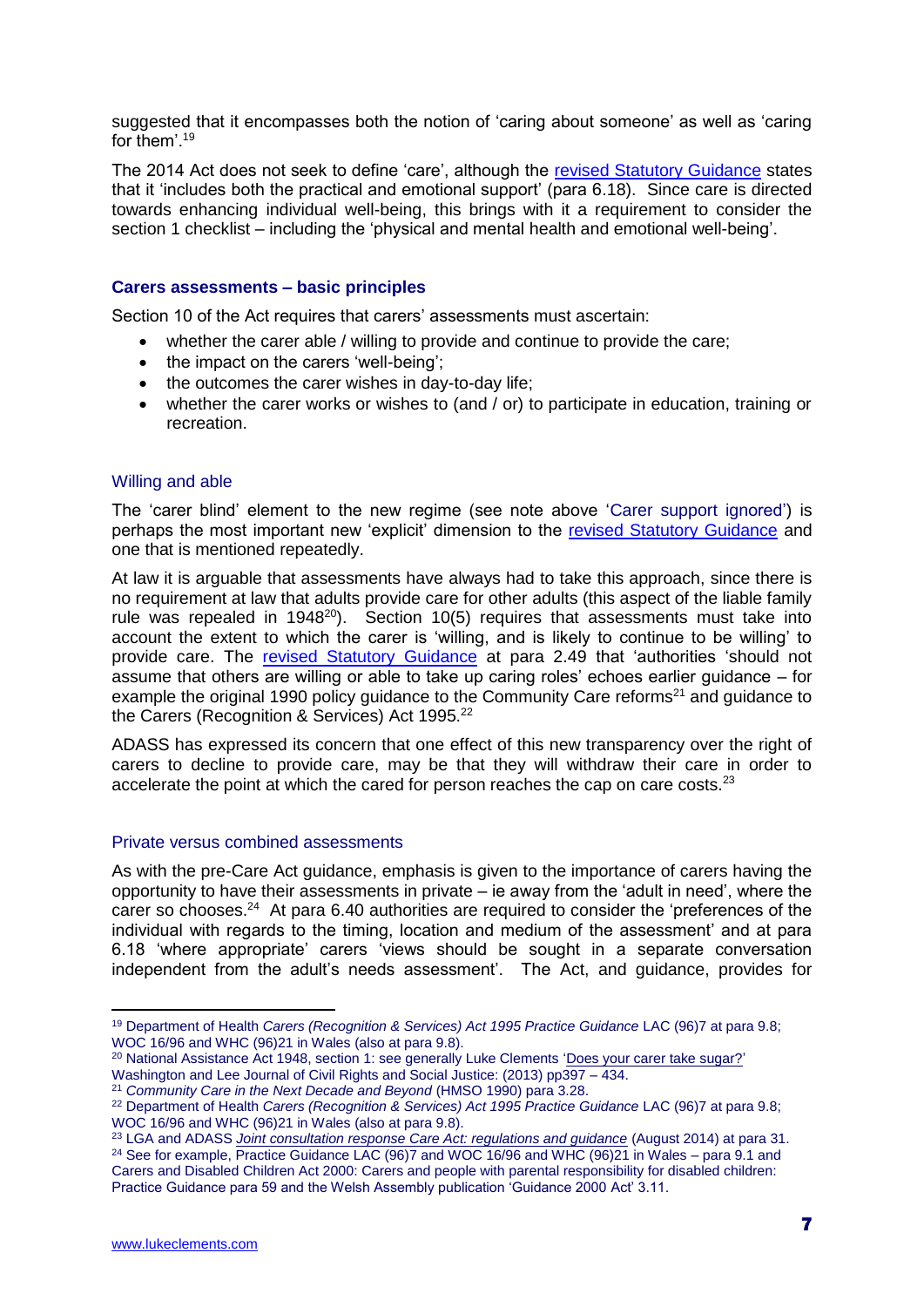suggested that it encompasses both the notion of 'caring about someone' as well as 'caring for them'.[19]

The 2014 Act does not seek to define 'care', although the revised Statutory Guidance states that it 'includes both the practical and emotional support' (para 6.18). Since care is directed towards enhancing individual well-being, this brings with it a requirement to consider the section 1 checklist – including the 'physical and mental health and emotional well-being'.

### Carers assessments – basic principles

Section 10 of the Act requires that carers' assessments must ascertain:

- whether the carer able / willing to provide and continue to provide the care;
- the impact on the carers 'well-being';
- the outcomes the carer wishes in day-to-day life;
- whether the carer works or wishes to (and / or) to participate in education, training or recreation.

#### Willing and able

The 'carer blind' element to the new regime (see note above 'Carer support ignored') is perhaps the most important new 'explicit' dimension to the revised Statutory Guidance and one that is mentioned repeatedly.

At law it is arguable that assessments have always had to take this approach, since there is no requirement at law that adults provide care for other adults (this aspect of the liable family rule was repealed in 1948[20]). Section 10(5) requires that assessments must take into account the extent to which the carer is 'willing, and is likely to continue to be willing' to provide care. The revised Statutory Guidance at para 2.49 that 'authorities 'should not assume that others are willing or able to take up caring roles' echoes earlier guidance – for example the original 1990 policy guidance to the Community Care reforms[21] and guidance to the Carers (Recognition & Services) Act 1995.[22]

ADASS has expressed its concern that one effect of this new transparency over the right of carers to decline to provide care, may be that they will withdraw their care in order to accelerate the point at which the cared for person reaches the cap on care costs.[23]

#### Private versus combined assessments

As with the pre-Care Act guidance, emphasis is given to the importance of carers having the opportunity to have their assessments in private – ie away from the 'adult in need', where the carer so chooses.[24] At para 6.40 authorities are required to consider the 'preferences of the individual with regards to the timing, location and medium of the assessment' and at para 6.18 'where appropriate' carers 'views should be sought in a separate conversation independent from the adult's needs assessment'. The Act, and guidance, provides for

---

[19] Department of Health *Carers (Recognition & Services) Act 1995 Practice Guidance* LAC (96)7 at para 9.8; WOC 16/96 and WHC (96)21 in Wales (also at para 9.8).

[20] National Assistance Act 1948, section 1: see generally Luke Clements 'Does your carer take sugar?' Washington and Lee Journal of Civil Rights and Social Justice: (2013) pp397 – 434.

[21] *Community Care in the Next Decade and Beyond* (HMSO 1990) para 3.28.

[22] Department of Health *Carers (Recognition & Services) Act 1995 Practice Guidance* LAC (96)7 at para 9.8; WOC 16/96 and WHC (96)21 in Wales (also at para 9.8).

[23] LGA and ADASS *Joint consultation response Care Act: regulations and guidance* (August 2014) at para 31.

[24] See for example, Practice Guidance LAC (96)7 and WOC 16/96 and WHC (96)21 in Wales – para 9.1 and Carers and Disabled Children Act 2000: Carers and people with parental responsibility for disabled children: Practice Guidance para 59 and the Welsh Assembly publication 'Guidance 2000 Act' 3.11.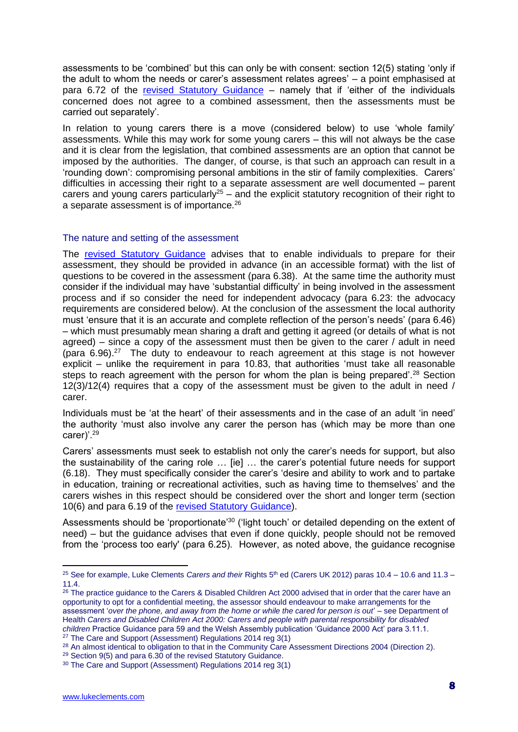assessments to be 'combined' but this can only be with consent: section 12(5) stating 'only if the adult to whom the needs or carer's assessment relates agrees' – a point emphasised at para 6.72 of the revised Statutory Guidance – namely that if 'either of the individuals concerned does not agree to a combined assessment, then the assessments must be carried out separately'.

In relation to young carers there is a move (considered below) to use 'whole family' assessments. While this may work for some young carers – this will not always be the case and it is clear from the legislation, that combined assessments are an option that cannot be imposed by the authorities. The danger, of course, is that such an approach can result in a 'rounding down': compromising personal ambitions in the stir of family complexities. Carers' difficulties in accessing their right to a separate assessment are well documented – parent carers and young carers particularly[25] – and the explicit statutory recognition of their right to a separate assessment is of importance.[26]

## The nature and setting of the assessment

The revised Statutory Guidance advises that to enable individuals to prepare for their assessment, they should be provided in advance (in an accessible format) with the list of questions to be covered in the assessment (para 6.38). At the same time the authority must consider if the individual may have 'substantial difficulty' in being involved in the assessment process and if so consider the need for independent advocacy (para 6.23: the advocacy requirements are considered below). At the conclusion of the assessment the local authority must 'ensure that it is an accurate and complete reflection of the person's needs' (para 6.46) – which must presumably mean sharing a draft and getting it agreed (or details of what is not agreed) – since a copy of the assessment must then be given to the carer / adult in need (para 6.96).[27] The duty to endeavour to reach agreement at this stage is not however explicit – unlike the requirement in para 10.83, that authorities 'must take all reasonable steps to reach agreement with the person for whom the plan is being prepared'.[28] Section 12(3)/12(4) requires that a copy of the assessment must be given to the adult in need / carer.

Individuals must be 'at the heart' of their assessments and in the case of an adult 'in need' the authority 'must also involve any carer the person has (which may be more than one carer)'.[29]

Carers' assessments must seek to establish not only the carer's needs for support, but also the sustainability of the caring role … [ie] … the carer's potential future needs for support (6.18). They must specifically consider the carer's 'desire and ability to work and to partake in education, training or recreational activities, such as having time to themselves' and the carers wishes in this respect should be considered over the short and longer term (section 10(6) and para 6.19 of the revised Statutory Guidance).

Assessments should be 'proportionate'[30] ('light touch' or detailed depending on the extent of need) – but the guidance advises that even if done quickly, people should not be removed from the 'process too early' (para 6.25). However, as noted above, the guidance recognise

---

[25] See for example, Luke Clements *Carers and their* Rights 5th ed (Carers UK 2012) paras 10.4 – 10.6 and 11.3 – 11.4.

[26] The practice guidance to the Carers & Disabled Children Act 2000 advised that in order that the carer have an opportunity to opt for a confidential meeting, the assessor should endeavour to make arrangements for the assessment '*over the phone, and away from the home or while the cared for person is out*' – see Department of Health *Carers and Disabled Children Act 2000: Carers and people with parental responsibility for disabled children* Practice Guidance para 59 and the Welsh Assembly publication 'Guidance 2000 Act' para 3.11.1.

[27] The Care and Support (Assessment) Regulations 2014 reg 3(1)

[28] An almost identical to obligation to that in the Community Care Assessment Directions 2004 (Direction 2).

[29] Section 9(5) and para 6.30 of the revised Statutory Guidance.

[30] The Care and Support (Assessment) Regulations 2014 reg 3(1)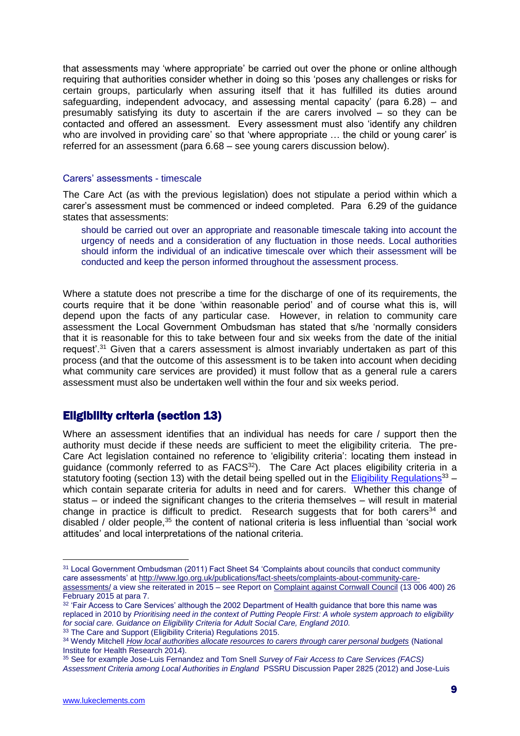that assessments may 'where appropriate' be carried out over the phone or online although requiring that authorities consider whether in doing so this 'poses any challenges or risks for certain groups, particularly when assuring itself that it has fulfilled its duties around safeguarding, independent advocacy, and assessing mental capacity' (para 6.28) – and presumably satisfying its duty to ascertain if the are carers involved – so they can be contacted and offered an assessment. Every assessment must also 'identify any children who are involved in providing care' so that 'where appropriate … the child or young carer' is referred for an assessment (para 6.68 – see young carers discussion below).

### Carers' assessments - timescale

The Care Act (as with the previous legislation) does not stipulate a period within which a carer's assessment must be commenced or indeed completed. Para 6.29 of the guidance states that assessments:

> should be carried out over an appropriate and reasonable timescale taking into account the urgency of needs and a consideration of any fluctuation in those needs. Local authorities should inform the individual of an indicative timescale over which their assessment will be conducted and keep the person informed throughout the assessment process.

Where a statute does not prescribe a time for the discharge of one of its requirements, the courts require that it be done 'within reasonable period' and of course what this is, will depend upon the facts of any particular case. However, in relation to community care assessment the Local Government Ombudsman has stated that s/he 'normally considers that it is reasonable for this to take between four and six weeks from the date of the initial request'.[31] Given that a carers assessment is almost invariably undertaken as part of this process (and that the outcome of this assessment is to be taken into account when deciding what community care services are provided) it must follow that as a general rule a carers assessment must also be undertaken well within the four and six weeks period.

## Eligibility criteria (section 13)

Where an assessment identifies that an individual has needs for care / support then the authority must decide if these needs are sufficient to meet the eligibility criteria. The pre-Care Act legislation contained no reference to 'eligibility criteria': locating them instead in guidance (commonly referred to as FACS[32]). The Care Act places eligibility criteria in a statutory footing (section 13) with the detail being spelled out in the Eligibility Regulations[33] – which contain separate criteria for adults in need and for carers. Whether this change of status – or indeed the significant changes to the criteria themselves – will result in material change in practice is difficult to predict. Research suggests that for both carers[34] and disabled / older people,[35] the content of national criteria is less influential than 'social work attitudes' and local interpretations of the national criteria.

---

[31] Local Government Ombudsman (2011) Fact Sheet S4 'Complaints about councils that conduct community care assessments' at http://www.lgo.org.uk/publications/fact-sheets/complaints-about-community-care-assessments/ a view she reiterated in 2015 – see Report on Complaint against Cornwall Council (13 006 400) 26 February 2015 at para 7.

[32] 'Fair Access to Care Services' although the 2002 Department of Health guidance that bore this name was replaced in 2010 by *Prioritising need in the context of Putting People First: A whole system approach to eligibility for social care. Guidance on Eligibility Criteria for Adult Social Care, England 2010.*

[33] The Care and Support (Eligibility Criteria) Regulations 2015.

[34] Wendy Mitchell *How local authorities allocate resources to carers through carer personal budgets* (National Institute for Health Research 2014).

[35] See for example Jose-Luis Fernandez and Tom Snell *Survey of Fair Access to Care Services (FACS) Assessment Criteria among Local Authorities in England* PSSRU Discussion Paper 2825 (2012) and Jose-Luis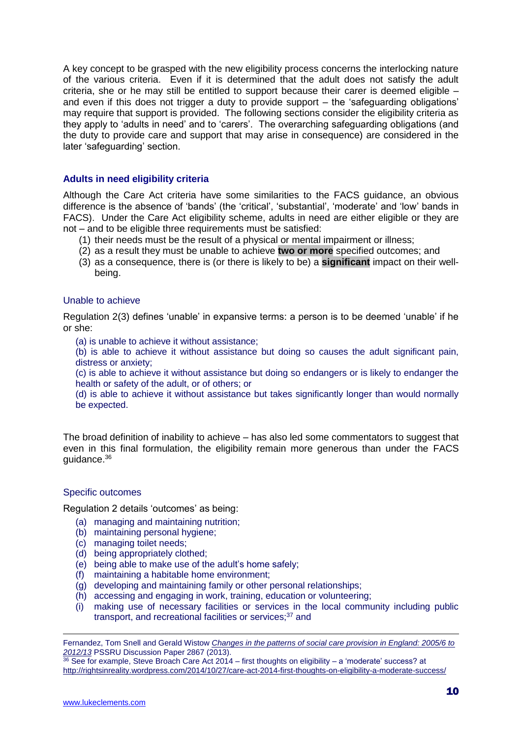A key concept to be grasped with the new eligibility process concerns the interlocking nature of the various criteria. Even if it is determined that the adult does not satisfy the adult criteria, she or he may still be entitled to support because their carer is deemed eligible – and even if this does not trigger a duty to provide support – the 'safeguarding obligations' may require that support is provided. The following sections consider the eligibility criteria as they apply to 'adults in need' and to 'carers'. The overarching safeguarding obligations (and the duty to provide care and support that may arise in consequence) are considered in the later 'safeguarding' section.

## Adults in need eligibility criteria

Although the Care Act criteria have some similarities to the FACS guidance, an obvious difference is the absence of 'bands' (the 'critical', 'substantial', 'moderate' and 'low' bands in FACS). Under the Care Act eligibility scheme, adults in need are either eligible or they are not – and to be eligible three requirements must be satisfied:

(1) their needs must be the result of a physical or mental impairment or illness;
(2) as a result they must be unable to achieve **two or more** specified outcomes; and
(3) as a consequence, there is (or there is likely to be) a **significant** impact on their well-being.

### Unable to achieve

Regulation 2(3) defines 'unable' in expansive terms: a person is to be deemed 'unable' if he or she:

(a) is unable to achieve it without assistance;

(b) is able to achieve it without assistance but doing so causes the adult significant pain, distress or anxiety;

(c) is able to achieve it without assistance but doing so endangers or is likely to endanger the health or safety of the adult, or of others; or

(d) is able to achieve it without assistance but takes significantly longer than would normally be expected.

The broad definition of inability to achieve – has also led some commentators to suggest that even in this final formulation, the eligibility remain more generous than under the FACS guidance.[36]

### Specific outcomes

Regulation 2 details 'outcomes' as being:

(a) managing and maintaining nutrition;
(b) maintaining personal hygiene;
(c) managing toilet needs;
(d) being appropriately clothed;
(e) being able to make use of the adult's home safely;
(f) maintaining a habitable home environment;
(g) developing and maintaining family or other personal relationships;
(h) accessing and engaging in work, training, education or volunteering;
(i) making use of necessary facilities or services in the local community including public transport, and recreational facilities or services;[37] and

---

Fernandez, Tom Snell and Gerald Wistow *Changes in the patterns of social care provision in England: 2005/6 to 2012/13* PSSRU Discussion Paper 2867 (2013).

[36] See for example, Steve Broach Care Act 2014 – first thoughts on eligibility – a 'moderate' success? at http://rightsinreality.wordpress.com/2014/10/27/care-act-2014-first-thoughts-on-eligibility-a-moderate-success/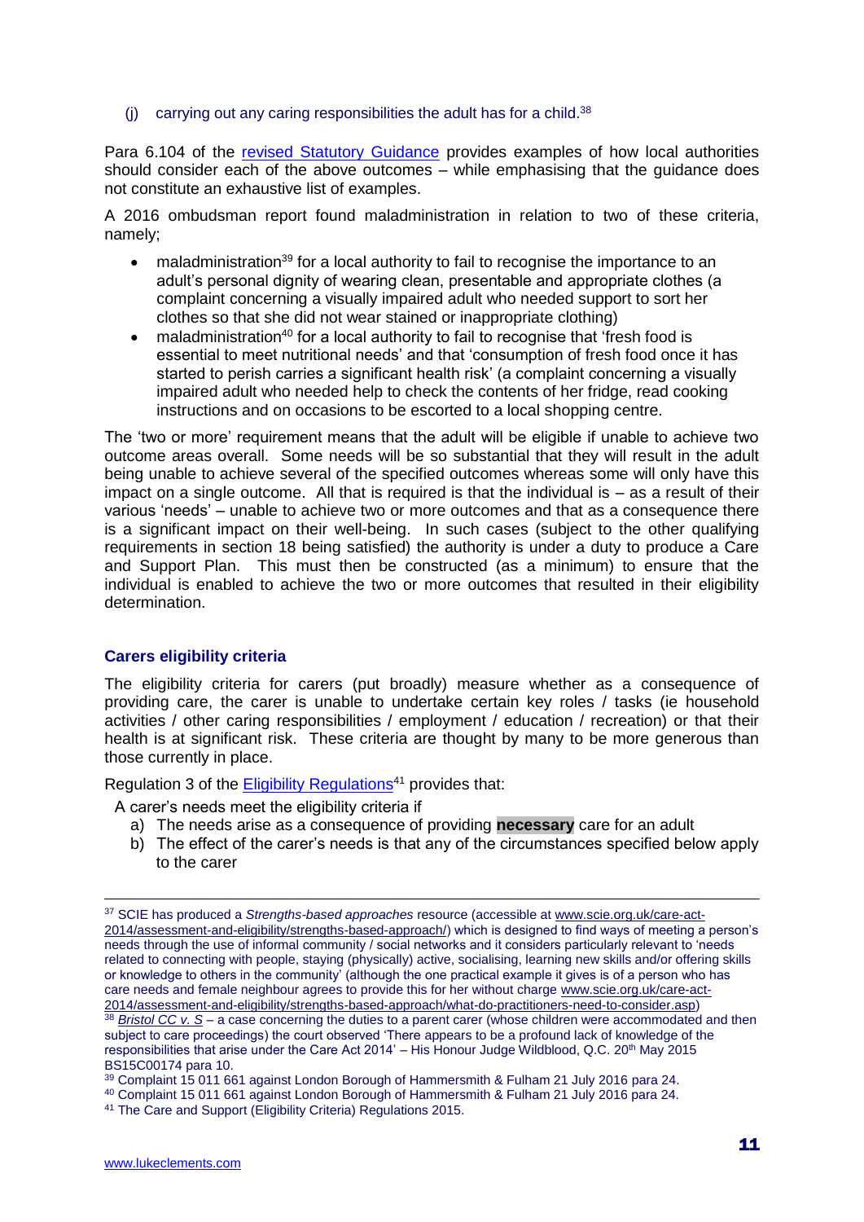(j) carrying out any caring responsibilities the adult has for a child.[38]

Para 6.104 of the revised Statutory Guidance provides examples of how local authorities should consider each of the above outcomes – while emphasising that the guidance does not constitute an exhaustive list of examples.

A 2016 ombudsman report found maladministration in relation to two of these criteria, namely;

- maladministration[39] for a local authority to fail to recognise the importance to an adult's personal dignity of wearing clean, presentable and appropriate clothes (a complaint concerning a visually impaired adult who needed support to sort her clothes so that she did not wear stained or inappropriate clothing)
- maladministration[40] for a local authority to fail to recognise that 'fresh food is essential to meet nutritional needs' and that 'consumption of fresh food once it has started to perish carries a significant health risk' (a complaint concerning a visually impaired adult who needed help to check the contents of her fridge, read cooking instructions and on occasions to be escorted to a local shopping centre.

The 'two or more' requirement means that the adult will be eligible if unable to achieve two outcome areas overall. Some needs will be so substantial that they will result in the adult being unable to achieve several of the specified outcomes whereas some will only have this impact on a single outcome. All that is required is that the individual is – as a result of their various 'needs' – unable to achieve two or more outcomes and that as a consequence there is a significant impact on their well-being. In such cases (subject to the other qualifying requirements in section 18 being satisfied) the authority is under a duty to produce a Care and Support Plan. This must then be constructed (as a minimum) to ensure that the individual is enabled to achieve the two or more outcomes that resulted in their eligibility determination.

### Carers eligibility criteria

The eligibility criteria for carers (put broadly) measure whether as a consequence of providing care, the carer is unable to undertake certain key roles / tasks (ie household activities / other caring responsibilities / employment / education / recreation) or that their health is at significant risk. These criteria are thought by many to be more generous than those currently in place.

Regulation 3 of the Eligibility Regulations[41] provides that:

A carer's needs meet the eligibility criteria if

a) The needs arise as a consequence of providing **necessary** care for an adult
b) The effect of the carer's needs is that any of the circumstances specified below apply to the carer

---

[37] SCIE has produced a *Strengths-based approaches* resource (accessible at www.scie.org.uk/care-act-2014/assessment-and-eligibility/strengths-based-approach/) which is designed to find ways of meeting a person's needs through the use of informal community / social networks and it considers particularly relevant to 'needs related to connecting with people, staying (physically) active, socialising, learning new skills and/or offering skills or knowledge to others in the community' (although the one practical example it gives is of a person who has care needs and female neighbour agrees to provide this for her without charge www.scie.org.uk/care-act-2014/assessment-and-eligibility/strengths-based-approach/what-do-practitioners-need-to-consider.asp)

[38] *Bristol CC v. S* – a case concerning the duties to a parent carer (whose children were accommodated and then subject to care proceedings) the court observed 'There appears to be a profound lack of knowledge of the responsibilities that arise under the Care Act 2014' – His Honour Judge Wildblood, Q.C. 20th May 2015 BS15C00174 para 10.

[39] Complaint 15 011 661 against London Borough of Hammersmith & Fulham 21 July 2016 para 24.

[40] Complaint 15 011 661 against London Borough of Hammersmith & Fulham 21 July 2016 para 24.

[41] The Care and Support (Eligibility Criteria) Regulations 2015.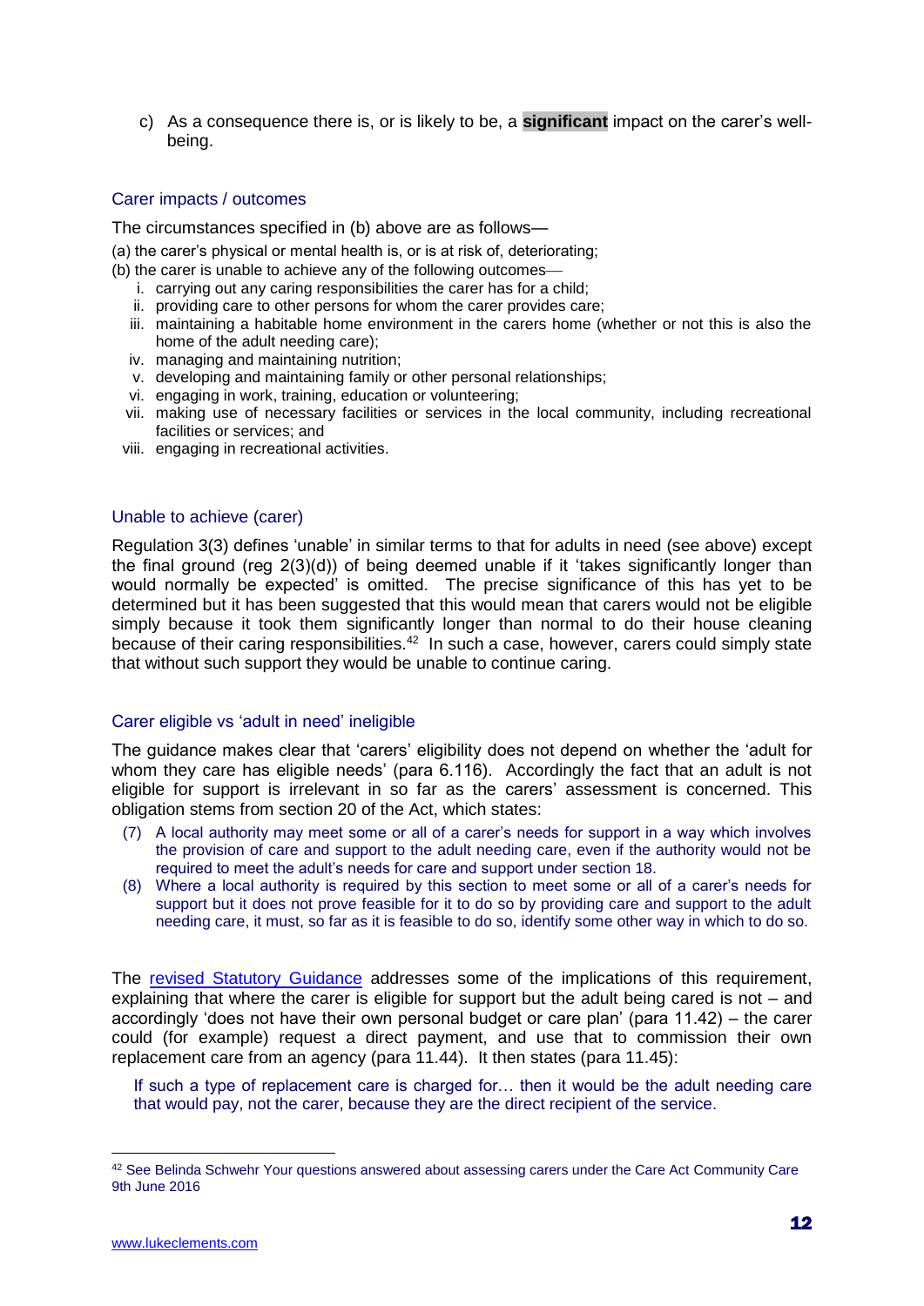c) As a consequence there is, or is likely to be, a **significant** impact on the carer's well-being.

### Carer impacts / outcomes

The circumstances specified in (b) above are as follows—

(a) the carer's physical or mental health is, or is at risk of, deteriorating;

(b) the carer is unable to achieve any of the following outcomes—

1. carrying out any caring responsibilities the carer has for a child;
2. providing care to other persons for whom the carer provides care;
3. maintaining a habitable home environment in the carers home (whether or not this is also the home of the adult needing care);
4. managing and maintaining nutrition;
5. developing and maintaining family or other personal relationships;
6. engaging in work, training, education or volunteering;
7. making use of necessary facilities or services in the local community, including recreational facilities or services; and
8. engaging in recreational activities.

### Unable to achieve (carer)

Regulation 3(3) defines 'unable' in similar terms to that for adults in need (see above) except the final ground (reg 2(3)(d)) of being deemed unable if it 'takes significantly longer than would normally be expected' is omitted. The precise significance of this has yet to be determined but it has been suggested that this would mean that carers would not be eligible simply because it took them significantly longer than normal to do their house cleaning because of their caring responsibilities.[42] In such a case, however, carers could simply state that without such support they would be unable to continue caring.

### Carer eligible vs 'adult in need' ineligible

The guidance makes clear that 'carers' eligibility does not depend on whether the 'adult for whom they care has eligible needs' (para 6.116). Accordingly the fact that an adult is not eligible for support is irrelevant in so far as the carers' assessment is concerned. This obligation stems from section 20 of the Act, which states:

> (7) A local authority may meet some or all of a carer's needs for support in a way which involves the provision of care and support to the adult needing care, even if the authority would not be required to meet the adult's needs for care and support under section 18.
>
> (8) Where a local authority is required by this section to meet some or all of a carer's needs for support but it does not prove feasible for it to do so by providing care and support to the adult needing care, it must, so far as it is feasible to do so, identify some other way in which to do so.

The revised Statutory Guidance addresses some of the implications of this requirement, explaining that where the carer is eligible for support but the adult being cared is not – and accordingly 'does not have their own personal budget or care plan' (para 11.42) – the carer could (for example) request a direct payment, and use that to commission their own replacement care from an agency (para 11.44). It then states (para 11.45):

> If such a type of replacement care is charged for… then it would be the adult needing care that would pay, not the carer, because they are the direct recipient of the service.

---

[42] See Belinda Schwehr Your questions answered about assessing carers under the Care Act Community Care 9th June 2016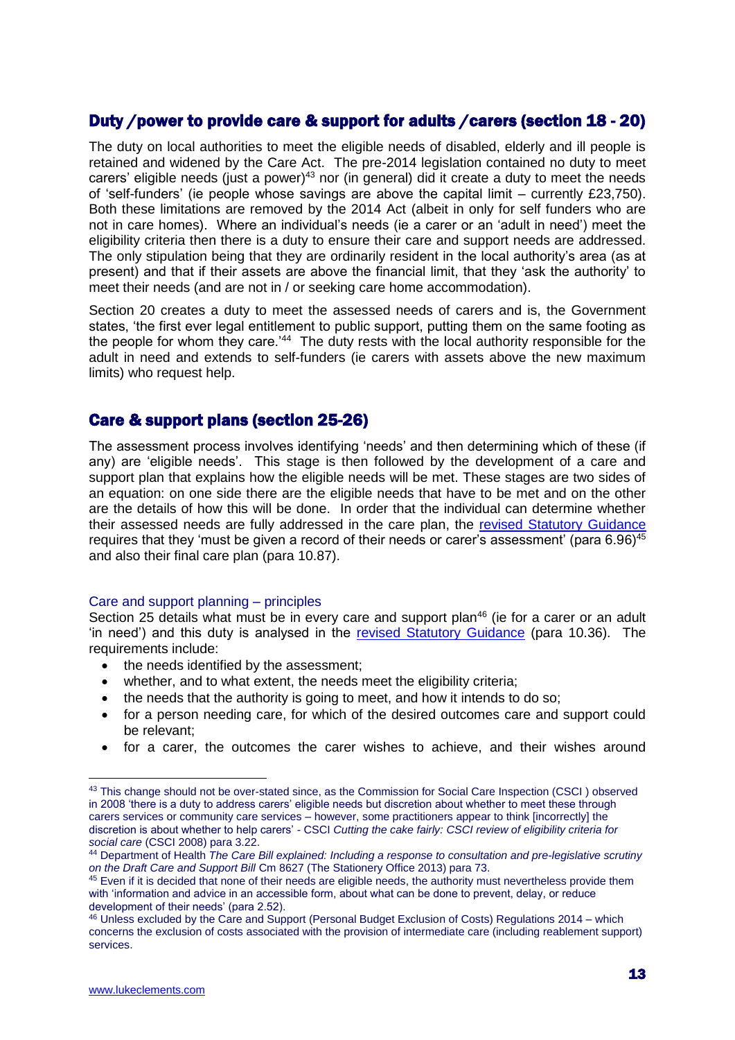## Duty /power to provide care & support for adults /carers (section 18 - 20)

The duty on local authorities to meet the eligible needs of disabled, elderly and ill people is retained and widened by the Care Act. The pre-2014 legislation contained no duty to meet carers' eligible needs (just a power)[43] nor (in general) did it create a duty to meet the needs of 'self-funders' (ie people whose savings are above the capital limit – currently £23,750). Both these limitations are removed by the 2014 Act (albeit in only for self funders who are not in care homes). Where an individual's needs (ie a carer or an 'adult in need') meet the eligibility criteria then there is a duty to ensure their care and support needs are addressed. The only stipulation being that they are ordinarily resident in the local authority's area (as at present) and that if their assets are above the financial limit, that they 'ask the authority' to meet their needs (and are not in / or seeking care home accommodation).

Section 20 creates a duty to meet the assessed needs of carers and is, the Government states, 'the first ever legal entitlement to public support, putting them on the same footing as the people for whom they care.'[44] The duty rests with the local authority responsible for the adult in need and extends to self-funders (ie carers with assets above the new maximum limits) who request help.

## Care & support plans (section 25-26)

The assessment process involves identifying 'needs' and then determining which of these (if any) are 'eligible needs'. This stage is then followed by the development of a care and support plan that explains how the eligible needs will be met. These stages are two sides of an equation: on one side there are the eligible needs that have to be met and on the other are the details of how this will be done. In order that the individual can determine whether their assessed needs are fully addressed in the care plan, the revised Statutory Guidance requires that they 'must be given a record of their needs or carer's assessment' (para 6.96)[45] and also their final care plan (para 10.87).

### Care and support planning – principles

Section 25 details what must be in every care and support plan[46] (ie for a carer or an adult 'in need') and this duty is analysed in the revised Statutory Guidance (para 10.36). The requirements include:

- the needs identified by the assessment;
- whether, and to what extent, the needs meet the eligibility criteria;
- the needs that the authority is going to meet, and how it intends to do so;
- for a person needing care, for which of the desired outcomes care and support could be relevant;
- for a carer, the outcomes the carer wishes to achieve, and their wishes around

---

[43] This change should not be over-stated since, as the Commission for Social Care Inspection (CSCI ) observed in 2008 'there is a duty to address carers' eligible needs but discretion about whether to meet these through carers services or community care services – however, some practitioners appear to think [incorrectly] the discretion is about whether to help carers' - CSCI *Cutting the cake fairly: CSCI review of eligibility criteria for social care* (CSCI 2008) para 3.22.

[44] Department of Health *The Care Bill explained: Including a response to consultation and pre-legislative scrutiny on the Draft Care and Support Bill* Cm 8627 (The Stationery Office 2013) para 73.

[45] Even if it is decided that none of their needs are eligible needs, the authority must nevertheless provide them with 'information and advice in an accessible form, about what can be done to prevent, delay, or reduce development of their needs' (para 2.52).

[46] Unless excluded by the Care and Support (Personal Budget Exclusion of Costs) Regulations 2014 – which concerns the exclusion of costs associated with the provision of intermediate care (including reablement support) services.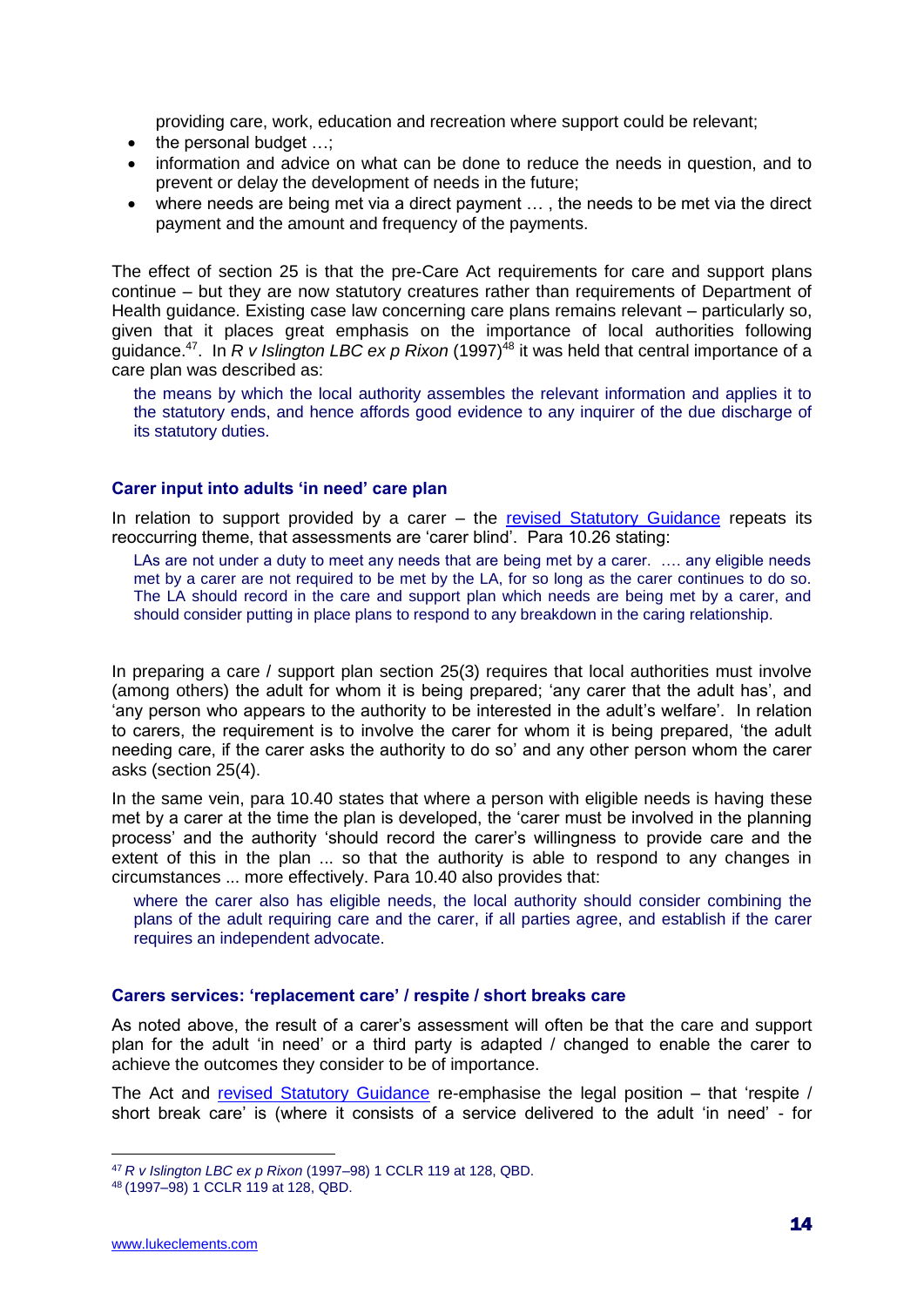providing care, work, education and recreation where support could be relevant;

- the personal budget …;
- information and advice on what can be done to reduce the needs in question, and to prevent or delay the development of needs in the future;
- where needs are being met via a direct payment … , the needs to be met via the direct payment and the amount and frequency of the payments.

The effect of section 25 is that the pre-Care Act requirements for care and support plans continue – but they are now statutory creatures rather than requirements of Department of Health guidance. Existing case law concerning care plans remains relevant – particularly so, given that it places great emphasis on the importance of local authorities following guidance.[47]. In *R v Islington LBC ex p Rixon* (1997)[48] it was held that central importance of a care plan was described as:

> the means by which the local authority assembles the relevant information and applies it to the statutory ends, and hence affords good evidence to any inquirer of the due discharge of its statutory duties.

### Carer input into adults 'in need' care plan

In relation to support provided by a carer – the revised Statutory Guidance repeats its reoccurring theme, that assessments are 'carer blind'. Para 10.26 stating:

> LAs are not under a duty to meet any needs that are being met by a carer. …. any eligible needs met by a carer are not required to be met by the LA, for so long as the carer continues to do so. The LA should record in the care and support plan which needs are being met by a carer, and should consider putting in place plans to respond to any breakdown in the caring relationship.

In preparing a care / support plan section 25(3) requires that local authorities must involve (among others) the adult for whom it is being prepared; 'any carer that the adult has', and 'any person who appears to the authority to be interested in the adult's welfare'. In relation to carers, the requirement is to involve the carer for whom it is being prepared, 'the adult needing care, if the carer asks the authority to do so' and any other person whom the carer asks (section 25(4).

In the same vein, para 10.40 states that where a person with eligible needs is having these met by a carer at the time the plan is developed, the 'carer must be involved in the planning process' and the authority 'should record the carer's willingness to provide care and the extent of this in the plan ... so that the authority is able to respond to any changes in circumstances ... more effectively. Para 10.40 also provides that:

> where the carer also has eligible needs, the local authority should consider combining the plans of the adult requiring care and the carer, if all parties agree, and establish if the carer requires an independent advocate.

### Carers services: 'replacement care' / respite / short breaks care

As noted above, the result of a carer's assessment will often be that the care and support plan for the adult 'in need' or a third party is adapted / changed to enable the carer to achieve the outcomes they consider to be of importance.

The Act and revised Statutory Guidance re-emphasise the legal position – that 'respite / short break care' is (where it consists of a service delivered to the adult 'in need' - for

---

[47] *R v Islington LBC ex p Rixon* (1997–98) 1 CCLR 119 at 128, QBD.

[48] (1997–98) 1 CCLR 119 at 128, QBD.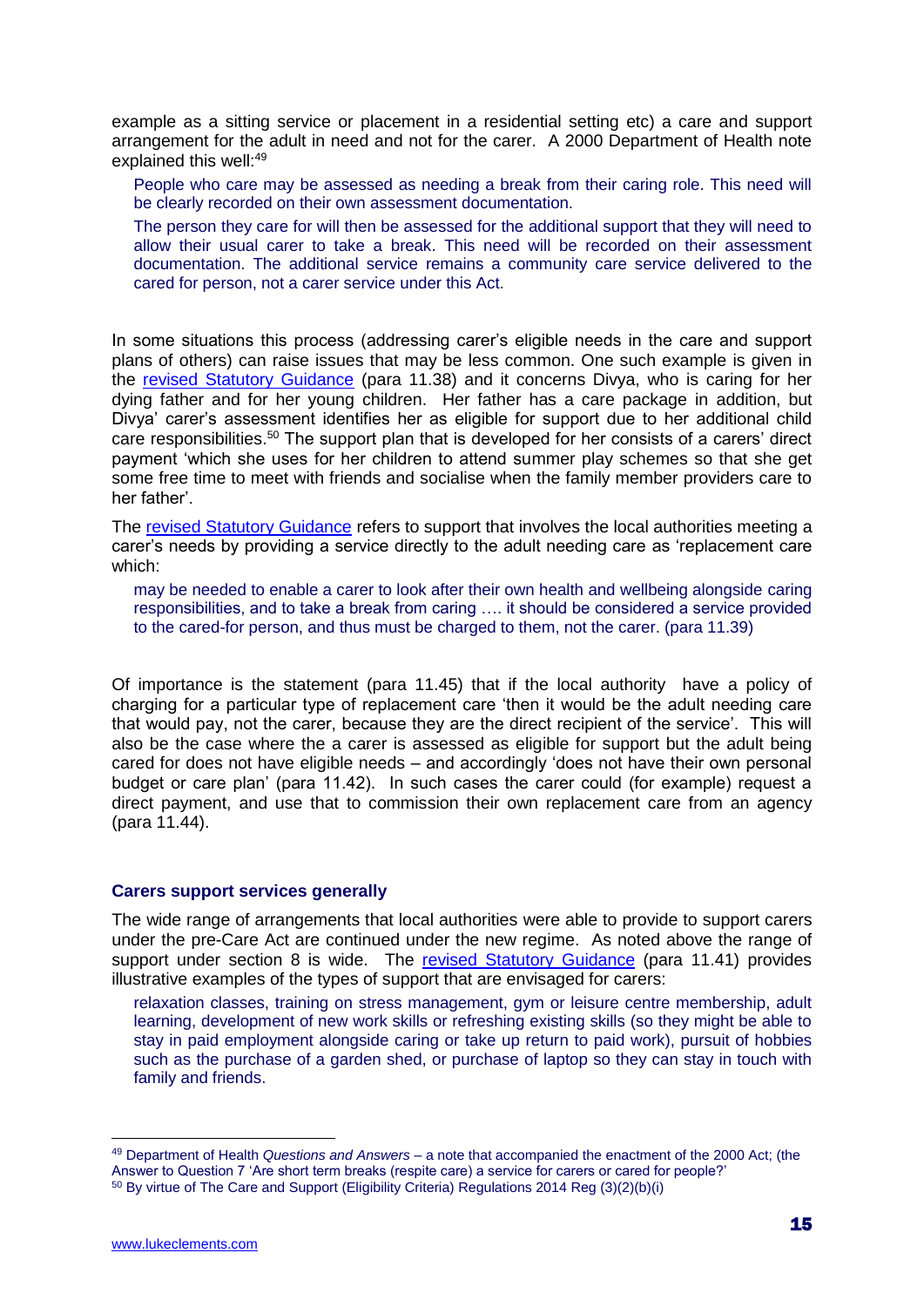example as a sitting service or placement in a residential setting etc) a care and support arrangement for the adult in need and not for the carer. A 2000 Department of Health note explained this well:[49]

> People who care may be assessed as needing a break from their caring role. This need will be clearly recorded on their own assessment documentation.
>
> The person they care for will then be assessed for the additional support that they will need to allow their usual carer to take a break. This need will be recorded on their assessment documentation. The additional service remains a community care service delivered to the cared for person, not a carer service under this Act.

In some situations this process (addressing carer's eligible needs in the care and support plans of others) can raise issues that may be less common. One such example is given in the revised Statutory Guidance (para 11.38) and it concerns Divya, who is caring for her dying father and for her young children. Her father has a care package in addition, but Divya' carer's assessment identifies her as eligible for support due to her additional child care responsibilities.[50] The support plan that is developed for her consists of a carers' direct payment 'which she uses for her children to attend summer play schemes so that she get some free time to meet with friends and socialise when the family member providers care to her father'.

The revised Statutory Guidance refers to support that involves the local authorities meeting a carer's needs by providing a service directly to the adult needing care as 'replacement care which:

> may be needed to enable a carer to look after their own health and wellbeing alongside caring responsibilities, and to take a break from caring …. it should be considered a service provided to the cared-for person, and thus must be charged to them, not the carer. (para 11.39)

Of importance is the statement (para 11.45) that if the local authority have a policy of charging for a particular type of replacement care 'then it would be the adult needing care that would pay, not the carer, because they are the direct recipient of the service'. This will also be the case where the a carer is assessed as eligible for support but the adult being cared for does not have eligible needs – and accordingly 'does not have their own personal budget or care plan' (para 11.42). In such cases the carer could (for example) request a direct payment, and use that to commission their own replacement care from an agency (para 11.44).

### Carers support services generally

The wide range of arrangements that local authorities were able to provide to support carers under the pre-Care Act are continued under the new regime. As noted above the range of support under section 8 is wide. The revised Statutory Guidance (para 11.41) provides illustrative examples of the types of support that are envisaged for carers:

> relaxation classes, training on stress management, gym or leisure centre membership, adult learning, development of new work skills or refreshing existing skills (so they might be able to stay in paid employment alongside caring or take up return to paid work), pursuit of hobbies such as the purchase of a garden shed, or purchase of laptop so they can stay in touch with family and friends.

---

[49] Department of Health *Questions and Answers* – a note that accompanied the enactment of the 2000 Act; (the Answer to Question 7 'Are short term breaks (respite care) a service for carers or cared for people?'

[50] By virtue of The Care and Support (Eligibility Criteria) Regulations 2014 Reg (3)(2)(b)(i)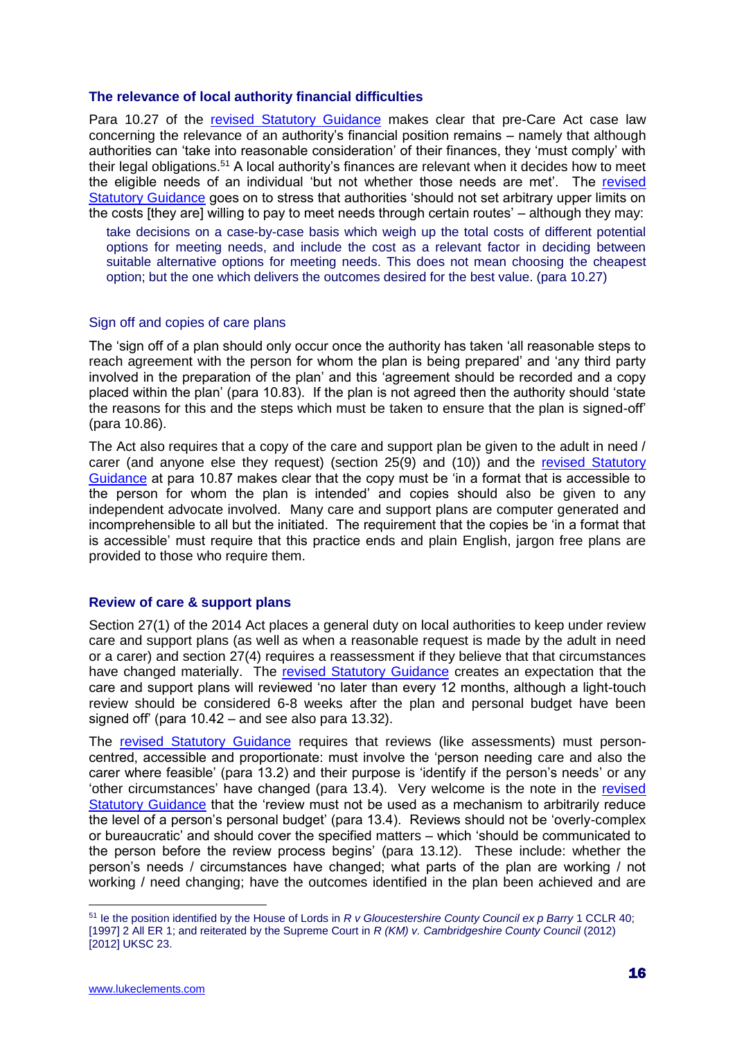### The relevance of local authority financial difficulties

Para 10.27 of the revised Statutory Guidance makes clear that pre-Care Act case law concerning the relevance of an authority's financial position remains – namely that although authorities can 'take into reasonable consideration' of their finances, they 'must comply' with their legal obligations.[51] A local authority's finances are relevant when it decides how to meet the eligible needs of an individual 'but not whether those needs are met'. The revised Statutory Guidance goes on to stress that authorities 'should not set arbitrary upper limits on the costs [they are] willing to pay to meet needs through certain routes' – although they may:

> take decisions on a case-by-case basis which weigh up the total costs of different potential options for meeting needs, and include the cost as a relevant factor in deciding between suitable alternative options for meeting needs. This does not mean choosing the cheapest option; but the one which delivers the outcomes desired for the best value. (para 10.27)

#### Sign off and copies of care plans

The 'sign off of a plan should only occur once the authority has taken 'all reasonable steps to reach agreement with the person for whom the plan is being prepared' and 'any third party involved in the preparation of the plan' and this 'agreement should be recorded and a copy placed within the plan' (para 10.83). If the plan is not agreed then the authority should 'state the reasons for this and the steps which must be taken to ensure that the plan is signed-off' (para 10.86).

The Act also requires that a copy of the care and support plan be given to the adult in need / carer (and anyone else they request) (section 25(9) and (10)) and the revised Statutory Guidance at para 10.87 makes clear that the copy must be 'in a format that is accessible to the person for whom the plan is intended' and copies should also be given to any independent advocate involved. Many care and support plans are computer generated and incomprehensible to all but the initiated. The requirement that the copies be 'in a format that is accessible' must require that this practice ends and plain English, jargon free plans are provided to those who require them.

### Review of care & support plans

Section 27(1) of the 2014 Act places a general duty on local authorities to keep under review care and support plans (as well as when a reasonable request is made by the adult in need or a carer) and section 27(4) requires a reassessment if they believe that that circumstances have changed materially. The revised Statutory Guidance creates an expectation that the care and support plans will reviewed 'no later than every 12 months, although a light-touch review should be considered 6-8 weeks after the plan and personal budget have been signed off' (para 10.42 – and see also para 13.32).

The revised Statutory Guidance requires that reviews (like assessments) must person-centred, accessible and proportionate: must involve the 'person needing care and also the carer where feasible' (para 13.2) and their purpose is 'identify if the person's needs' or any 'other circumstances' have changed (para 13.4). Very welcome is the note in the revised Statutory Guidance that the 'review must not be used as a mechanism to arbitrarily reduce the level of a person's personal budget' (para 13.4). Reviews should not be 'overly-complex or bureaucratic' and should cover the specified matters – which 'should be communicated to the person before the review process begins' (para 13.12). These include: whether the person's needs / circumstances have changed; what parts of the plan are working / not working / need changing; have the outcomes identified in the plan been achieved and are

---

[51] Ie the position identified by the House of Lords in *R v Gloucestershire County Council ex p Barry* 1 CCLR 40; [1997] 2 All ER 1; and reiterated by the Supreme Court in *R (KM) v. Cambridgeshire County Council* (2012) [2012] UKSC 23.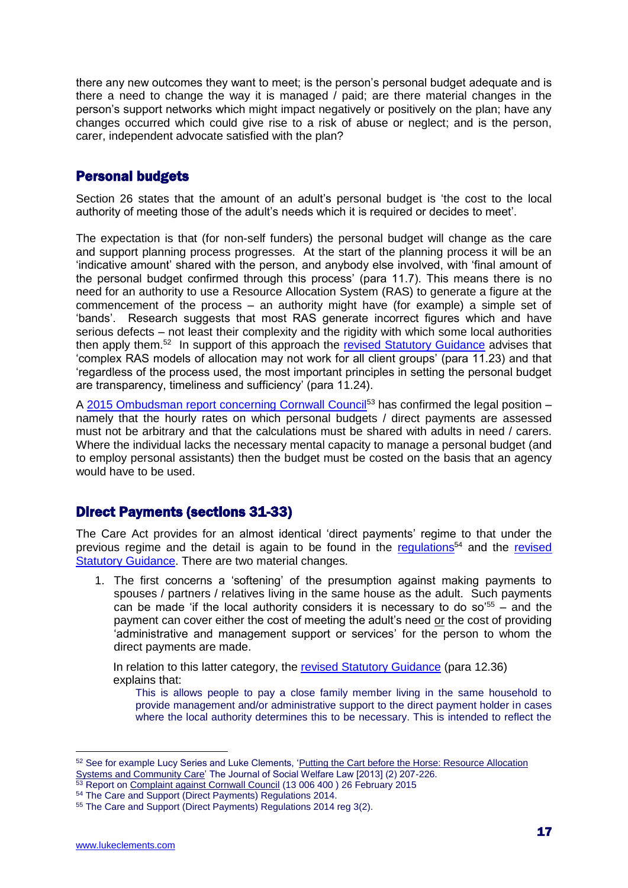there any new outcomes they want to meet; is the person's personal budget adequate and is there a need to change the way it is managed / paid; are there material changes in the person's support networks which might impact negatively or positively on the plan; have any changes occurred which could give rise to a risk of abuse or neglect; and is the person, carer, independent advocate satisfied with the plan?

## Personal budgets

Section 26 states that the amount of an adult's personal budget is 'the cost to the local authority of meeting those of the adult's needs which it is required or decides to meet'.

The expectation is that (for non-self funders) the personal budget will change as the care and support planning process progresses. At the start of the planning process it will be an 'indicative amount' shared with the person, and anybody else involved, with 'final amount of the personal budget confirmed through this process' (para 11.7). This means there is no need for an authority to use a Resource Allocation System (RAS) to generate a figure at the commencement of the process – an authority might have (for example) a simple set of 'bands'. Research suggests that most RAS generate incorrect figures which and have serious defects – not least their complexity and the rigidity with which some local authorities then apply them.[52] In support of this approach the revised Statutory Guidance advises that 'complex RAS models of allocation may not work for all client groups' (para 11.23) and that 'regardless of the process used, the most important principles in setting the personal budget are transparency, timeliness and sufficiency' (para 11.24).

A 2015 Ombudsman report concerning Cornwall Council[53] has confirmed the legal position – namely that the hourly rates on which personal budgets / direct payments are assessed must not be arbitrary and that the calculations must be shared with adults in need / carers. Where the individual lacks the necessary mental capacity to manage a personal budget (and to employ personal assistants) then the budget must be costed on the basis that an agency would have to be used.

## Direct Payments (sections 31-33)

The Care Act provides for an almost identical 'direct payments' regime to that under the previous regime and the detail is again to be found in the regulations[54] and the revised Statutory Guidance. There are two material changes.

1. The first concerns a 'softening' of the presumption against making payments to spouses / partners / relatives living in the same house as the adult. Such payments can be made 'if the local authority considers it is necessary to do so'[55] – and the payment can cover either the cost of meeting the adult's need or the cost of providing 'administrative and management support or services' for the person to whom the direct payments are made.

   In relation to this latter category, the revised Statutory Guidance (para 12.36) explains that:

   > This is allows people to pay a close family member living in the same household to provide management and/or administrative support to the direct payment holder in cases where the local authority determines this to be necessary. This is intended to reflect the

---

[52] See for example Lucy Series and Luke Clements, 'Putting the Cart before the Horse: Resource Allocation Systems and Community Care' The Journal of Social Welfare Law [2013] (2) 207-226.

[53] Report on Complaint against Cornwall Council (13 006 400 ) 26 February 2015

[54] The Care and Support (Direct Payments) Regulations 2014.

[55] The Care and Support (Direct Payments) Regulations 2014 reg 3(2).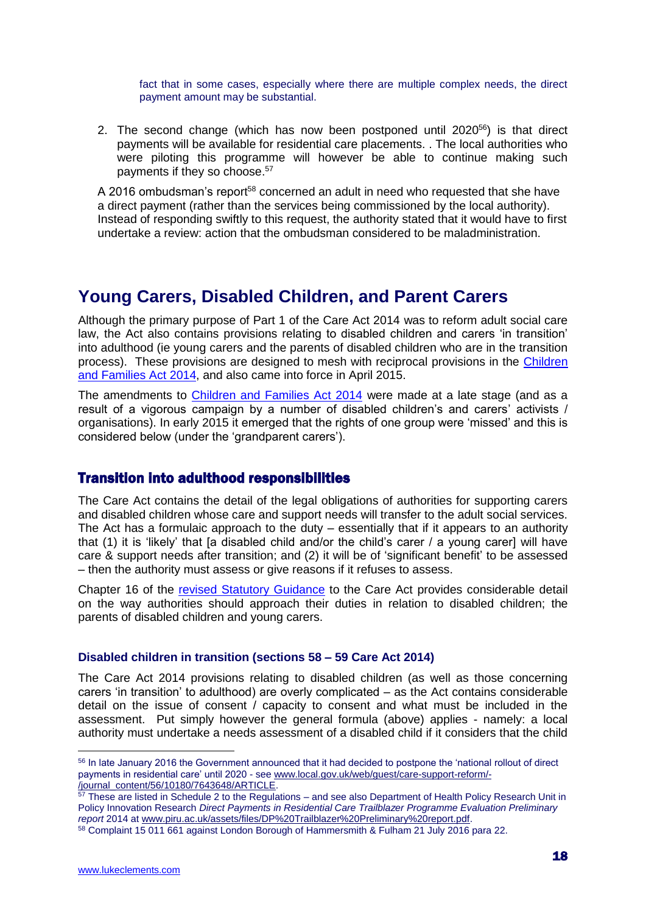fact that in some cases, especially where there are multiple complex needs, the direct payment amount may be substantial.

2. The second change (which has now been postponed until 2020[56]) is that direct payments will be available for residential care placements. . The local authorities who were piloting this programme will however be able to continue making such payments if they so choose.[57]

A 2016 ombudsman's report[58] concerned an adult in need who requested that she have a direct payment (rather than the services being commissioned by the local authority). Instead of responding swiftly to this request, the authority stated that it would have to first undertake a review: action that the ombudsman considered to be maladministration.

## Young Carers, Disabled Children, and Parent Carers

Although the primary purpose of Part 1 of the Care Act 2014 was to reform adult social care law, the Act also contains provisions relating to disabled children and carers 'in transition' into adulthood (ie young carers and the parents of disabled children who are in the transition process). These provisions are designed to mesh with reciprocal provisions in the Children and Families Act 2014, and also came into force in April 2015.

The amendments to Children and Families Act 2014 were made at a late stage (and as a result of a vigorous campaign by a number of disabled children's and carers' activists / organisations). In early 2015 it emerged that the rights of one group were 'missed' and this is considered below (under the 'grandparent carers').

### Transition into adulthood responsibilities

The Care Act contains the detail of the legal obligations of authorities for supporting carers and disabled children whose care and support needs will transfer to the adult social services. The Act has a formulaic approach to the duty – essentially that if it appears to an authority that (1) it is 'likely' that [a disabled child and/or the child's carer / a young carer] will have care & support needs after transition; and (2) it will be of 'significant benefit' to be assessed – then the authority must assess or give reasons if it refuses to assess.

Chapter 16 of the revised Statutory Guidance to the Care Act provides considerable detail on the way authorities should approach their duties in relation to disabled children; the parents of disabled children and young carers.

#### Disabled children in transition (sections 58 – 59 Care Act 2014)

The Care Act 2014 provisions relating to disabled children (as well as those concerning carers 'in transition' to adulthood) are overly complicated – as the Act contains considerable detail on the issue of consent / capacity to consent and what must be included in the assessment. Put simply however the general formula (above) applies - namely: a local authority must undertake a needs assessment of a disabled child if it considers that the child

---

[56] In late January 2016 the Government announced that it had decided to postpone the 'national rollout of direct payments in residential care' until 2020 - see www.local.gov.uk/web/guest/care-support-reform/-/journal_content/56/10180/7643648/ARTICLE.

[57] These are listed in Schedule 2 to the Regulations – and see also Department of Health Policy Research Unit in Policy Innovation Research *Direct Payments in Residential Care Trailblazer Programme Evaluation Preliminary report* 2014 at www.piru.ac.uk/assets/files/DP%20Trailblazer%20Preliminary%20report.pdf.

[58] Complaint 15 011 661 against London Borough of Hammersmith & Fulham 21 July 2016 para 22.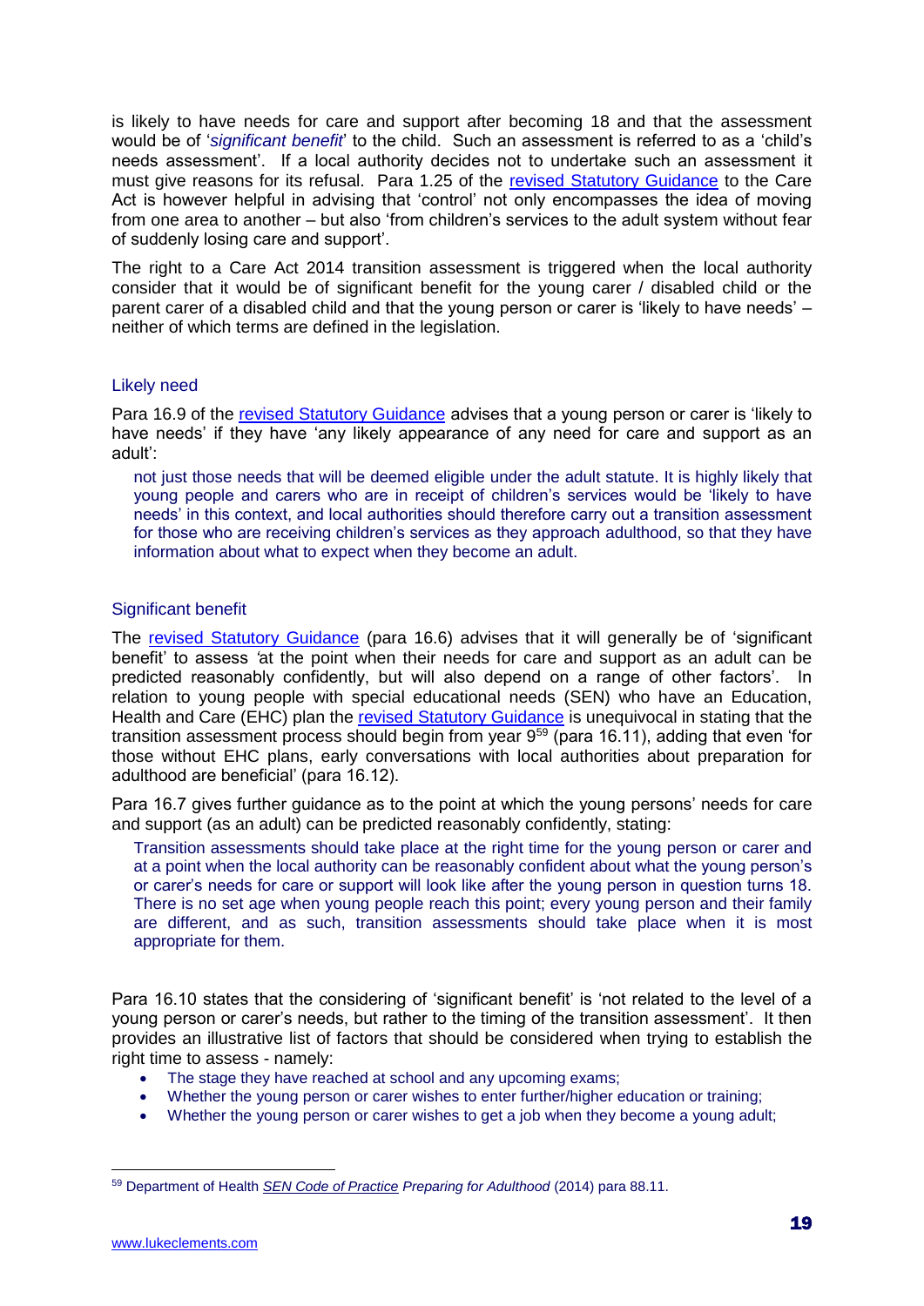is likely to have needs for care and support after becoming 18 and that the assessment would be of '*significant benefit*' to the child. Such an assessment is referred to as a 'child's needs assessment'. If a local authority decides not to undertake such an assessment it must give reasons for its refusal. Para 1.25 of the revised Statutory Guidance to the Care Act is however helpful in advising that 'control' not only encompasses the idea of moving from one area to another – but also 'from children's services to the adult system without fear of suddenly losing care and support'.

The right to a Care Act 2014 transition assessment is triggered when the local authority consider that it would be of significant benefit for the young carer / disabled child or the parent carer of a disabled child and that the young person or carer is 'likely to have needs' – neither of which terms are defined in the legislation.

### Likely need

Para 16.9 of the revised Statutory Guidance advises that a young person or carer is 'likely to have needs' if they have 'any likely appearance of any need for care and support as an adult':

> not just those needs that will be deemed eligible under the adult statute. It is highly likely that young people and carers who are in receipt of children's services would be 'likely to have needs' in this context, and local authorities should therefore carry out a transition assessment for those who are receiving children's services as they approach adulthood, so that they have information about what to expect when they become an adult.

### Significant benefit

The revised Statutory Guidance (para 16.6) advises that it will generally be of 'significant benefit' to assess 'at the point when their needs for care and support as an adult can be predicted reasonably confidently, but will also depend on a range of other factors'. In relation to young people with special educational needs (SEN) who have an Education, Health and Care (EHC) plan the revised Statutory Guidance is unequivocal in stating that the transition assessment process should begin from year 9[59] (para 16.11), adding that even 'for those without EHC plans, early conversations with local authorities about preparation for adulthood are beneficial' (para 16.12).

Para 16.7 gives further guidance as to the point at which the young persons' needs for care and support (as an adult) can be predicted reasonably confidently, stating:

> Transition assessments should take place at the right time for the young person or carer and at a point when the local authority can be reasonably confident about what the young person's or carer's needs for care or support will look like after the young person in question turns 18. There is no set age when young people reach this point; every young person and their family are different, and as such, transition assessments should take place when it is most appropriate for them.

Para 16.10 states that the considering of 'significant benefit' is 'not related to the level of a young person or carer's needs, but rather to the timing of the transition assessment'. It then provides an illustrative list of factors that should be considered when trying to establish the right time to assess - namely:

- The stage they have reached at school and any upcoming exams;
- Whether the young person or carer wishes to enter further/higher education or training;
- Whether the young person or carer wishes to get a job when they become a young adult;

---

[59] Department of Health *SEN Code of Practice Preparing for Adulthood* (2014) para 88.11.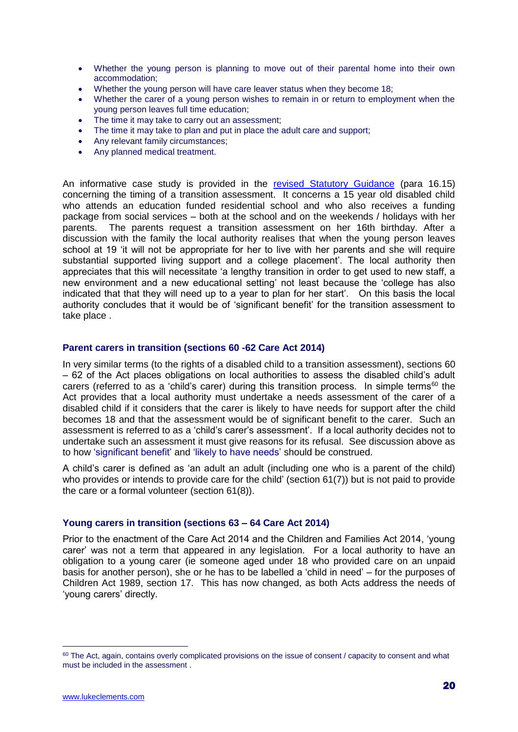- Whether the young person is planning to move out of their parental home into their own accommodation;
- Whether the young person will have care leaver status when they become 18;
- Whether the carer of a young person wishes to remain in or return to employment when the young person leaves full time education;
- The time it may take to carry out an assessment;
- The time it may take to plan and put in place the adult care and support;
- Any relevant family circumstances;
- Any planned medical treatment.

An informative case study is provided in the revised Statutory Guidance (para 16.15) concerning the timing of a transition assessment. It concerns a 15 year old disabled child who attends an education funded residential school and who also receives a funding package from social services – both at the school and on the weekends / holidays with her parents. The parents request a transition assessment on her 16th birthday. After a discussion with the family the local authority realises that when the young person leaves school at 19 'it will not be appropriate for her to live with her parents and she will require substantial supported living support and a college placement'. The local authority then appreciates that this will necessitate 'a lengthy transition in order to get used to new staff, a new environment and a new educational setting' not least because the 'college has also indicated that that they will need up to a year to plan for her start'. On this basis the local authority concludes that it would be of 'significant benefit' for the transition assessment to take place .

### Parent carers in transition (sections 60 -62 Care Act 2014)

In very similar terms (to the rights of a disabled child to a transition assessment), sections 60 – 62 of the Act places obligations on local authorities to assess the disabled child's adult carers (referred to as a 'child's carer) during this transition process. In simple terms[60] the Act provides that a local authority must undertake a needs assessment of the carer of a disabled child if it considers that the carer is likely to have needs for support after the child becomes 18 and that the assessment would be of significant benefit to the carer. Such an assessment is referred to as a 'child's carer's assessment'. If a local authority decides not to undertake such an assessment it must give reasons for its refusal. See discussion above as to how 'significant benefit' and 'likely to have needs' should be construed.

A child's carer is defined as 'an adult an adult (including one who is a parent of the child) who provides or intends to provide care for the child' (section 61(7)) but is not paid to provide the care or a formal volunteer (section 61(8)).

### Young carers in transition (sections 63 – 64 Care Act 2014)

Prior to the enactment of the Care Act 2014 and the Children and Families Act 2014, 'young carer' was not a term that appeared in any legislation. For a local authority to have an obligation to a young carer (ie someone aged under 18 who provided care on an unpaid basis for another person), she or he has to be labelled a 'child in need' – for the purposes of Children Act 1989, section 17. This has now changed, as both Acts address the needs of 'young carers' directly.

---

[60] The Act, again, contains overly complicated provisions on the issue of consent / capacity to consent and what must be included in the assessment .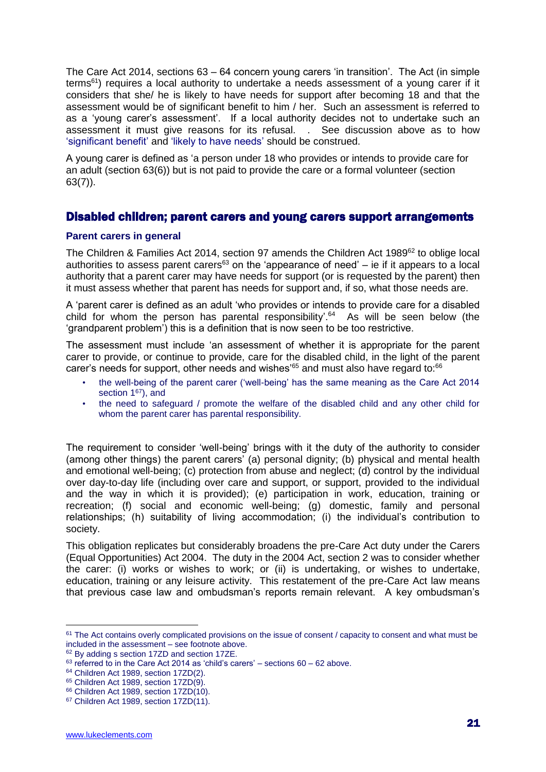The Care Act 2014, sections 63 – 64 concern young carers 'in transition'. The Act (in simple terms[61]) requires a local authority to undertake a needs assessment of a young carer if it considers that she/ he is likely to have needs for support after becoming 18 and that the assessment would be of significant benefit to him / her. Such an assessment is referred to as a 'young carer's assessment'. If a local authority decides not to undertake such an assessment it must give reasons for its refusal. . See discussion above as to how 'significant benefit' and 'likely to have needs' should be construed.

A young carer is defined as 'a person under 18 who provides or intends to provide care for an adult (section 63(6)) but is not paid to provide the care or a formal volunteer (section 63(7)).

## Disabled children; parent carers and young carers support arrangements

### Parent carers in general

The Children & Families Act 2014, section 97 amends the Children Act 1989[62] to oblige local authorities to assess parent carers[63] on the 'appearance of need' – ie if it appears to a local authority that a parent carer may have needs for support (or is requested by the parent) then it must assess whether that parent has needs for support and, if so, what those needs are.

A 'parent carer is defined as an adult 'who provides or intends to provide care for a disabled child for whom the person has parental responsibility'.[64] As will be seen below (the 'grandparent problem') this is a definition that is now seen to be too restrictive.

The assessment must include 'an assessment of whether it is appropriate for the parent carer to provide, or continue to provide, care for the disabled child, in the light of the parent carer's needs for support, other needs and wishes'[65] and must also have regard to:[66]

- the well-being of the parent carer ('well-being' has the same meaning as the Care Act 2014 section 1[67]), and
- the need to safeguard / promote the welfare of the disabled child and any other child for whom the parent carer has parental responsibility.

The requirement to consider 'well-being' brings with it the duty of the authority to consider (among other things) the parent carers' (a) personal dignity; (b) physical and mental health and emotional well-being; (c) protection from abuse and neglect; (d) control by the individual over day-to-day life (including over care and support, or support, provided to the individual and the way in which it is provided); (e) participation in work, education, training or recreation; (f) social and economic well-being; (g) domestic, family and personal relationships; (h) suitability of living accommodation; (i) the individual's contribution to society.

This obligation replicates but considerably broadens the pre-Care Act duty under the Carers (Equal Opportunities) Act 2004. The duty in the 2004 Act, section 2 was to consider whether the carer: (i) works or wishes to work; or (ii) is undertaking, or wishes to undertake, education, training or any leisure activity. This restatement of the pre-Care Act law means that previous case law and ombudsman's reports remain relevant. A key ombudsman's

---

[61] The Act contains overly complicated provisions on the issue of consent / capacity to consent and what must be included in the assessment – see footnote above.

[62] By adding s section 17ZD and section 17ZE.

[63] referred to in the Care Act 2014 as 'child's carers' – sections 60 – 62 above.

[64] Children Act 1989, section 17ZD(2).

[65] Children Act 1989, section 17ZD(9).

[66] Children Act 1989, section 17ZD(10).

[67] Children Act 1989, section 17ZD(11).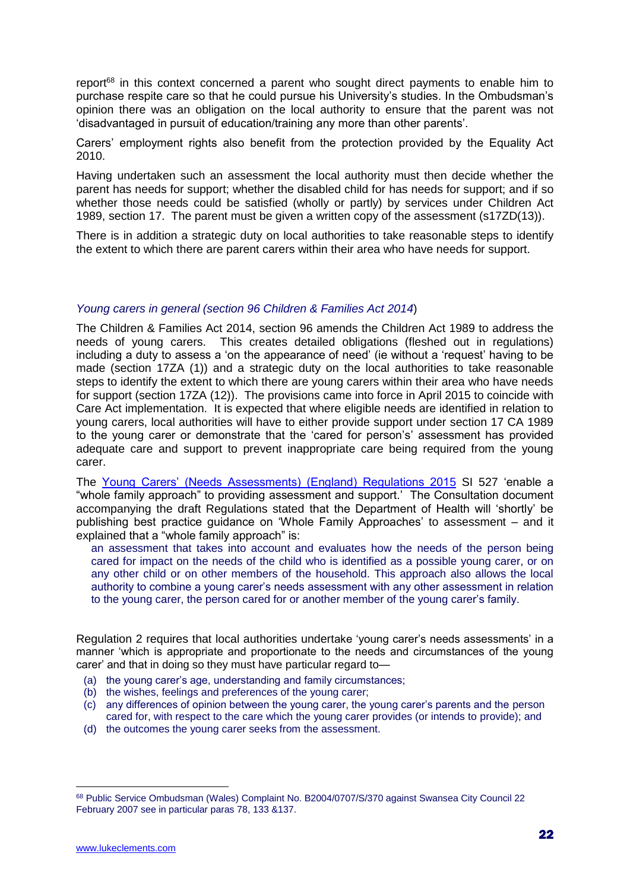report[68] in this context concerned a parent who sought direct payments to enable him to purchase respite care so that he could pursue his University's studies. In the Ombudsman's opinion there was an obligation on the local authority to ensure that the parent was not 'disadvantaged in pursuit of education/training any more than other parents'.

Carers' employment rights also benefit from the protection provided by the Equality Act 2010.

Having undertaken such an assessment the local authority must then decide whether the parent has needs for support; whether the disabled child for has needs for support; and if so whether those needs could be satisfied (wholly or partly) by services under Children Act 1989, section 17. The parent must be given a written copy of the assessment (s17ZD(13)).

There is in addition a strategic duty on local authorities to take reasonable steps to identify the extent to which there are parent carers within their area who have needs for support.

*Young carers in general (section 96 Children & Families Act 2014*)

The Children & Families Act 2014, section 96 amends the Children Act 1989 to address the needs of young carers. This creates detailed obligations (fleshed out in regulations) including a duty to assess a 'on the appearance of need' (ie without a 'request' having to be made (section 17ZA (1)) and a strategic duty on the local authorities to take reasonable steps to identify the extent to which there are young carers within their area who have needs for support (section 17ZA (12)). The provisions came into force in April 2015 to coincide with Care Act implementation. It is expected that where eligible needs are identified in relation to young carers, local authorities will have to either provide support under section 17 CA 1989 to the young carer or demonstrate that the 'cared for person's' assessment has provided adequate care and support to prevent inappropriate care being required from the young carer.

The Young Carers' (Needs Assessments) (England) Regulations 2015 SI 527 'enable a "whole family approach" to providing assessment and support.' The Consultation document accompanying the draft Regulations stated that the Department of Health will 'shortly' be publishing best practice guidance on 'Whole Family Approaches' to assessment – and it explained that a "whole family approach" is:

> an assessment that takes into account and evaluates how the needs of the person being cared for impact on the needs of the child who is identified as a possible young carer, or on any other child or on other members of the household. This approach also allows the local authority to combine a young carer's needs assessment with any other assessment in relation to the young carer, the person cared for or another member of the young carer's family.

Regulation 2 requires that local authorities undertake 'young carer's needs assessments' in a manner 'which is appropriate and proportionate to the needs and circumstances of the young carer' and that in doing so they must have particular regard to—

(a) the young carer's age, understanding and family circumstances;
(b) the wishes, feelings and preferences of the young carer;
(c) any differences of opinion between the young carer, the young carer's parents and the person cared for, with respect to the care which the young carer provides (or intends to provide); and
(d) the outcomes the young carer seeks from the assessment.

---

[68] Public Service Ombudsman (Wales) Complaint No. B2004/0707/S/370 against Swansea City Council 22 February 2007 see in particular paras 78, 133 &137.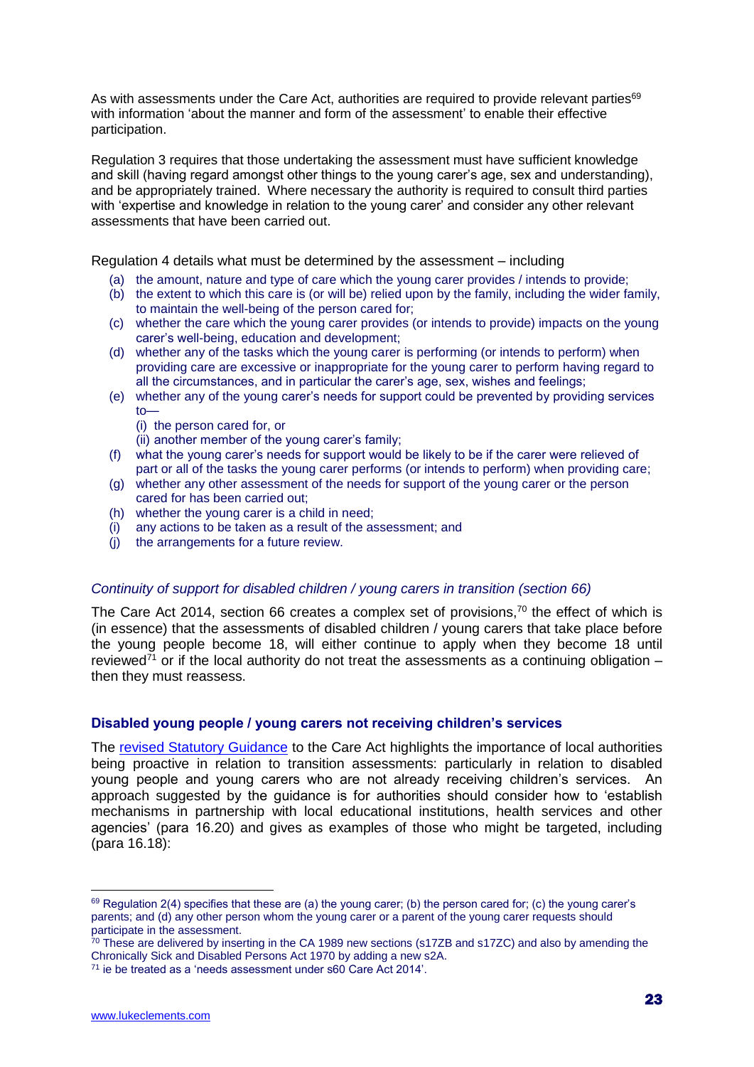As with assessments under the Care Act, authorities are required to provide relevant parties[69] with information 'about the manner and form of the assessment' to enable their effective participation.

Regulation 3 requires that those undertaking the assessment must have sufficient knowledge and skill (having regard amongst other things to the young carer's age, sex and understanding), and be appropriately trained. Where necessary the authority is required to consult third parties with 'expertise and knowledge in relation to the young carer' and consider any other relevant assessments that have been carried out.

Regulation 4 details what must be determined by the assessment – including

- (a) the amount, nature and type of care which the young carer provides / intends to provide;
- (b) the extent to which this care is (or will be) relied upon by the family, including the wider family, to maintain the well-being of the person cared for;
- (c) whether the care which the young carer provides (or intends to provide) impacts on the young carer's well-being, education and development;
- (d) whether any of the tasks which the young carer is performing (or intends to perform) when providing care are excessive or inappropriate for the young carer to perform having regard to all the circumstances, and in particular the carer's age, sex, wishes and feelings;
- (e) whether any of the young carer's needs for support could be prevented by providing services to—
  - (i) the person cared for, or
  - (ii) another member of the young carer's family;
- (f) what the young carer's needs for support would be likely to be if the carer were relieved of part or all of the tasks the young carer performs (or intends to perform) when providing care;
- (g) whether any other assessment of the needs for support of the young carer or the person cared for has been carried out;
- (h) whether the young carer is a child in need;
- (i) any actions to be taken as a result of the assessment; and
- (j) the arrangements for a future review.

*Continuity of support for disabled children / young carers in transition (section 66)*

The Care Act 2014, section 66 creates a complex set of provisions,[70] the effect of which is (in essence) that the assessments of disabled children / young carers that take place before the young people become 18, will either continue to apply when they become 18 until reviewed[71] or if the local authority do not treat the assessments as a continuing obligation – then they must reassess.

**Disabled young people / young carers not receiving children's services**

The revised Statutory Guidance to the Care Act highlights the importance of local authorities being proactive in relation to transition assessments: particularly in relation to disabled young people and young carers who are not already receiving children's services. An approach suggested by the guidance is for authorities should consider how to 'establish mechanisms in partnership with local educational institutions, health services and other agencies' (para 16.20) and gives as examples of those who might be targeted, including (para 16.18):

---

[69] Regulation 2(4) specifies that these are (a) the young carer; (b) the person cared for; (c) the young carer's parents; and (d) any other person whom the young carer or a parent of the young carer requests should participate in the assessment.

[70] These are delivered by inserting in the CA 1989 new sections (s17ZB and s17ZC) and also by amending the Chronically Sick and Disabled Persons Act 1970 by adding a new s2A.

[71] ie be treated as a 'needs assessment under s60 Care Act 2014'.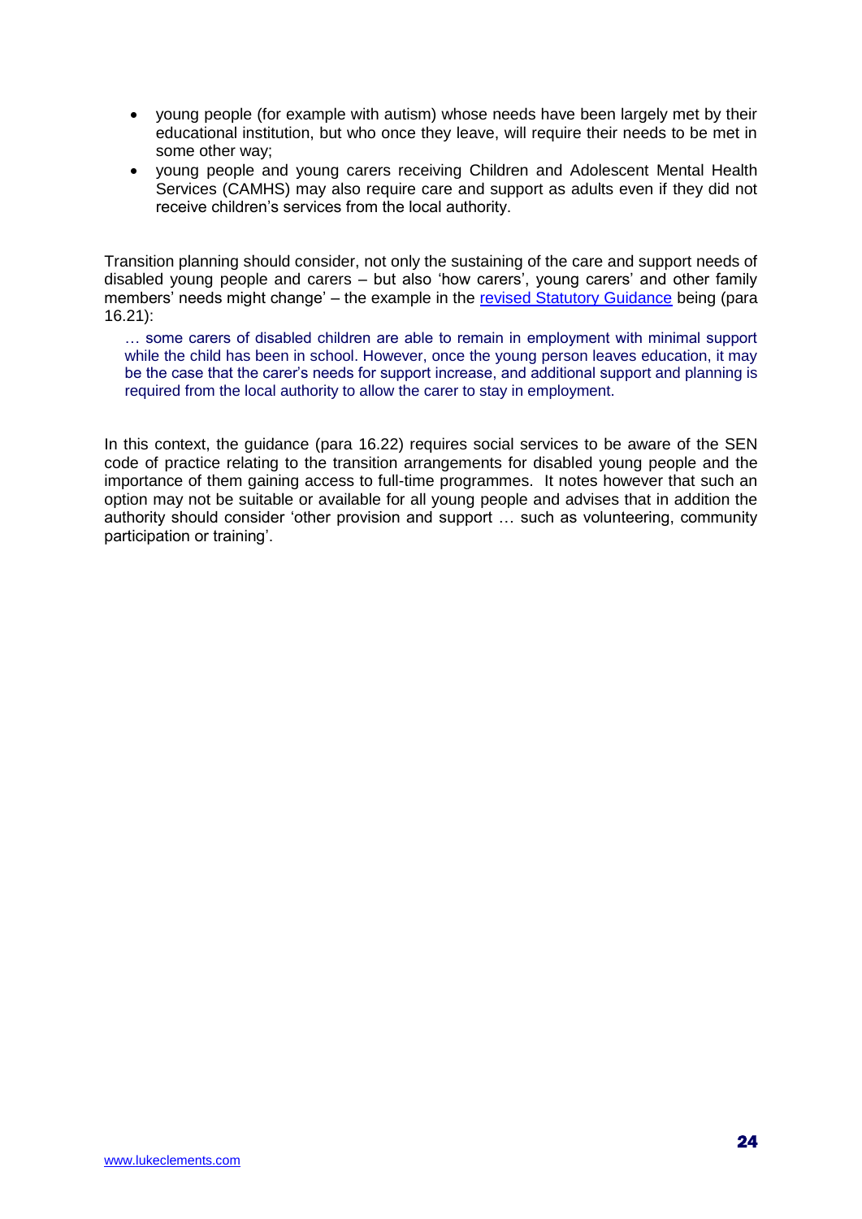- young people (for example with autism) whose needs have been largely met by their educational institution, but who once they leave, will require their needs to be met in some other way;
- young people and young carers receiving Children and Adolescent Mental Health Services (CAMHS) may also require care and support as adults even if they did not receive children's services from the local authority.

Transition planning should consider, not only the sustaining of the care and support needs of disabled young people and carers – but also 'how carers', young carers' and other family members' needs might change' – the example in the [revised Statutory Guidance](#) being (para 16.21):

> … some carers of disabled children are able to remain in employment with minimal support while the child has been in school. However, once the young person leaves education, it may be the case that the carer's needs for support increase, and additional support and planning is required from the local authority to allow the carer to stay in employment.

In this context, the guidance (para 16.22) requires social services to be aware of the SEN code of practice relating to the transition arrangements for disabled young people and the importance of them gaining access to full-time programmes. It notes however that such an option may not be suitable or available for all young people and advises that in addition the authority should consider 'other provision and support … such as volunteering, community participation or training'.